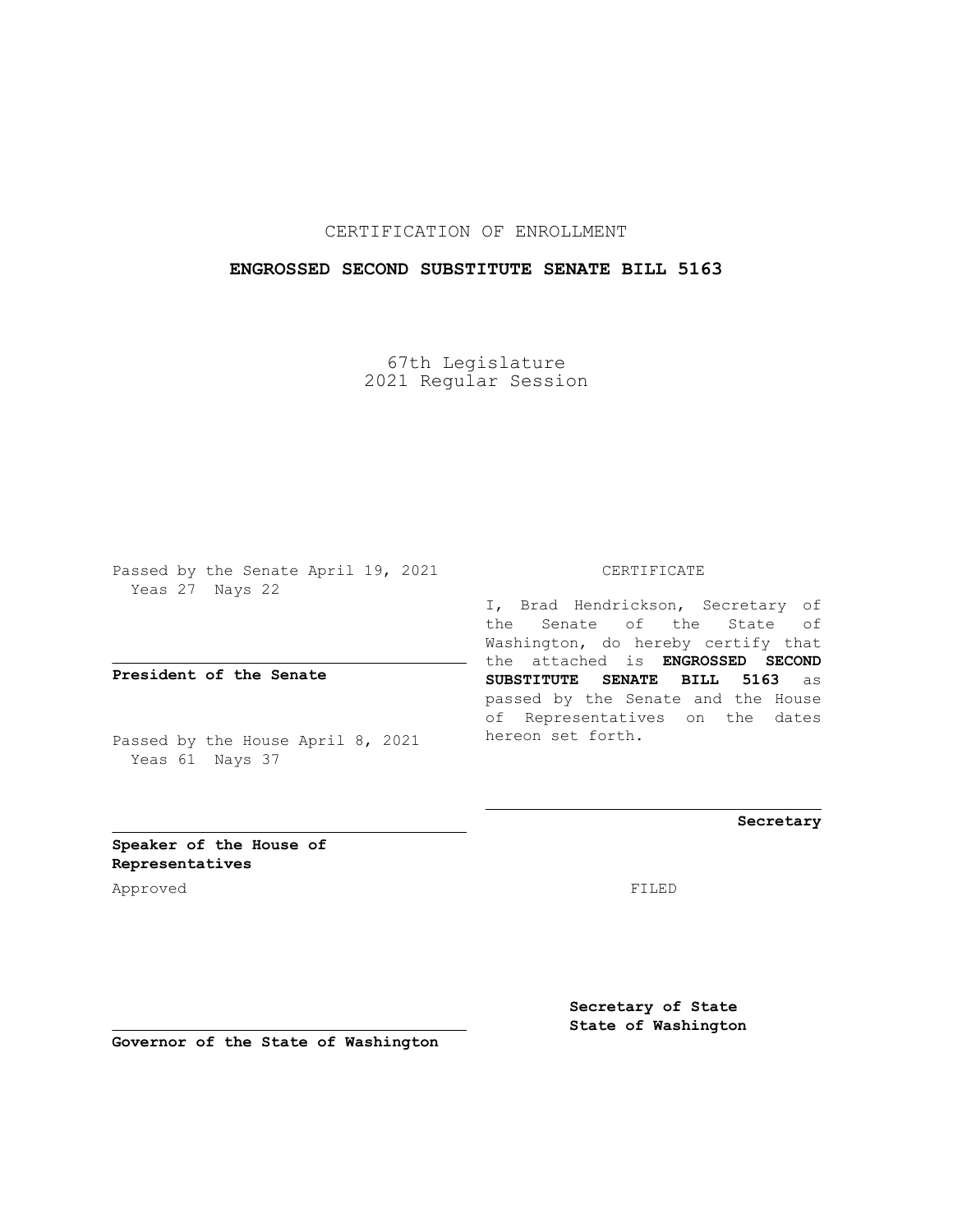CERTIFICATION OF ENROLLMENT

**ENGROSSED SECOND SUBSTITUTE SENATE BILL 5163**

67th Legislature
2021 Regular Session

Passed by the Senate April 19, 2021
Yeas 27 Nays 22

**President of the Senate**

Passed by the House April 8, 2021
Yeas 61 Nays 37

**Speaker of the House of Representatives**

Approved

**Governor of the State of Washington**

CERTIFICATE

I, Brad Hendrickson, Secretary of the Senate of the State of Washington, do hereby certify that the attached is **ENGROSSED SECOND SUBSTITUTE SENATE BILL 5163** as passed by the Senate and the House of Representatives on the dates hereon set forth.

**Secretary**

FILED

**Secretary of State**
**State of Washington**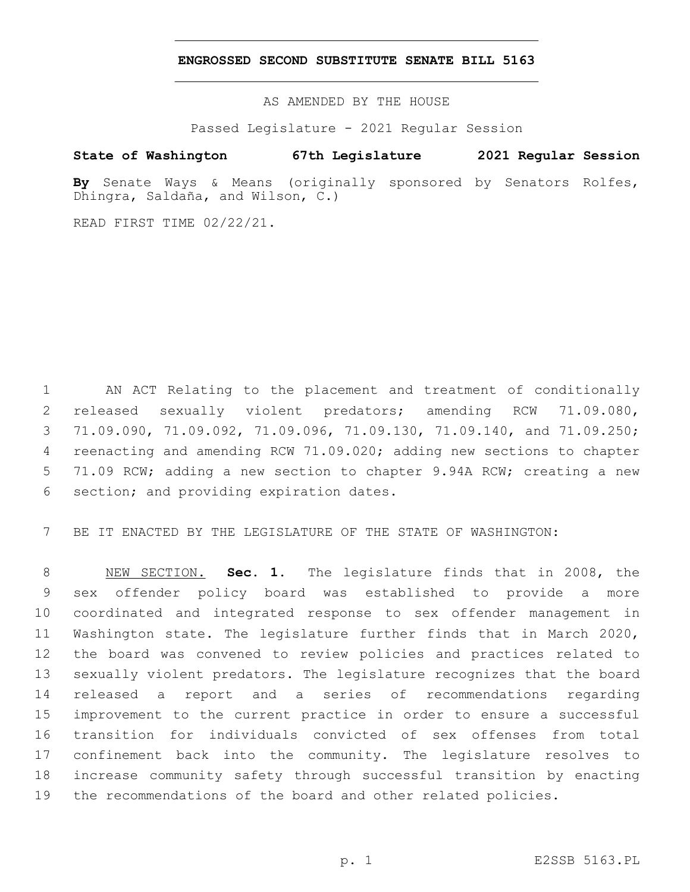# ENGROSSED SECOND SUBSTITUTE SENATE BILL 5163

AS AMENDED BY THE HOUSE

Passed Legislature - 2021 Regular Session

**State of Washington 67th Legislature 2021 Regular Session**

**By** Senate Ways & Means (originally sponsored by Senators Rolfes, Dhingra, Saldaña, and Wilson, C.)

READ FIRST TIME 02/22/21.

AN ACT Relating to the placement and treatment of conditionally released sexually violent predators; amending RCW 71.09.080, 71.09.090, 71.09.092, 71.09.096, 71.09.130, 71.09.140, and 71.09.250; reenacting and amending RCW 71.09.020; adding new sections to chapter 71.09 RCW; adding a new section to chapter 9.94A RCW; creating a new section; and providing expiration dates.

BE IT ENACTED BY THE LEGISLATURE OF THE STATE OF WASHINGTON:

NEW SECTION. **Sec. 1.** The legislature finds that in 2008, the sex offender policy board was established to provide a more coordinated and integrated response to sex offender management in Washington state. The legislature further finds that in March 2020, the board was convened to review policies and practices related to sexually violent predators. The legislature recognizes that the board released a report and a series of recommendations regarding improvement to the current practice in order to ensure a successful transition for individuals convicted of sex offenses from total confinement back into the community. The legislature resolves to increase community safety through successful transition by enacting the recommendations of the board and other related policies.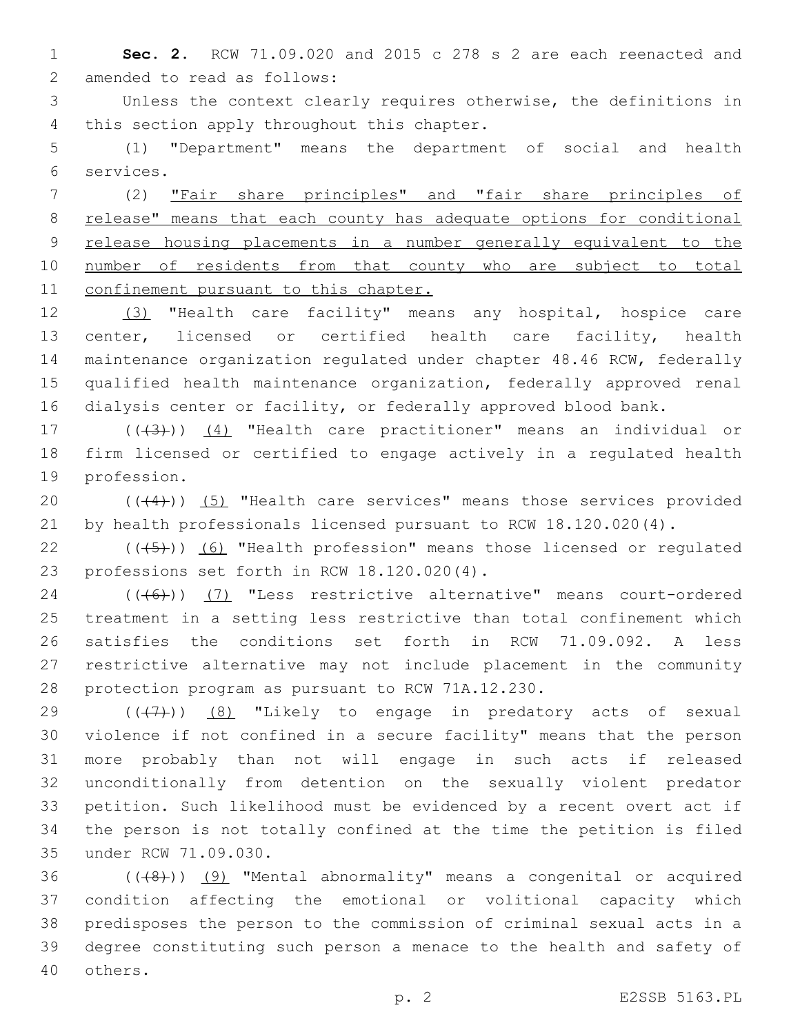**Sec. 2.** RCW 71.09.020 and 2015 c 278 s 2 are each reenacted and amended to read as follows:

Unless the context clearly requires otherwise, the definitions in this section apply throughout this chapter.

(1) "Department" means the department of social and health services.

(2) "Fair share principles" and "fair share principles of release" means that each county has adequate options for conditional release housing placements in a number generally equivalent to the number of residents from that county who are subject to total confinement pursuant to this chapter.

(3) "Health care facility" means any hospital, hospice care center, licensed or certified health care facility, health maintenance organization regulated under chapter 48.46 RCW, federally qualified health maintenance organization, federally approved renal dialysis center or facility, or federally approved blood bank.

(((3))) (4) "Health care practitioner" means an individual or firm licensed or certified to engage actively in a regulated health profession.

(((4))) (5) "Health care services" means those services provided by health professionals licensed pursuant to RCW 18.120.020(4).

(((5))) (6) "Health profession" means those licensed or regulated professions set forth in RCW 18.120.020(4).

(((6))) (7) "Less restrictive alternative" means court-ordered treatment in a setting less restrictive than total confinement which satisfies the conditions set forth in RCW 71.09.092. A less restrictive alternative may not include placement in the community protection program as pursuant to RCW 71A.12.230.

(((7))) (8) "Likely to engage in predatory acts of sexual violence if not confined in a secure facility" means that the person more probably than not will engage in such acts if released unconditionally from detention on the sexually violent predator petition. Such likelihood must be evidenced by a recent overt act if the person is not totally confined at the time the petition is filed under RCW 71.09.030.

(((8))) (9) "Mental abnormality" means a congenital or acquired condition affecting the emotional or volitional capacity which predisposes the person to the commission of criminal sexual acts in a degree constituting such person a menace to the health and safety of others.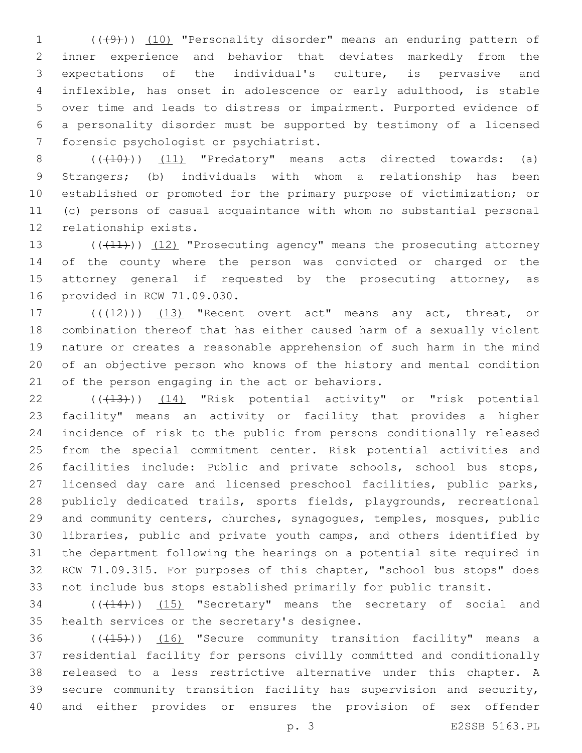(((9))) (10) "Personality disorder" means an enduring pattern of inner experience and behavior that deviates markedly from the expectations of the individual's culture, is pervasive and inflexible, has onset in adolescence or early adulthood, is stable over time and leads to distress or impairment. Purported evidence of a personality disorder must be supported by testimony of a licensed forensic psychologist or psychiatrist.

(((10))) (11) "Predatory" means acts directed towards: (a) Strangers; (b) individuals with whom a relationship has been established or promoted for the primary purpose of victimization; or (c) persons of casual acquaintance with whom no substantial personal relationship exists.

(((11))) (12) "Prosecuting agency" means the prosecuting attorney of the county where the person was convicted or charged or the attorney general if requested by the prosecuting attorney, as provided in RCW 71.09.030.

(((12))) (13) "Recent overt act" means any act, threat, or combination thereof that has either caused harm of a sexually violent nature or creates a reasonable apprehension of such harm in the mind of an objective person who knows of the history and mental condition of the person engaging in the act or behaviors.

(((13))) (14) "Risk potential activity" or "risk potential facility" means an activity or facility that provides a higher incidence of risk to the public from persons conditionally released from the special commitment center. Risk potential activities and facilities include: Public and private schools, school bus stops, licensed day care and licensed preschool facilities, public parks, publicly dedicated trails, sports fields, playgrounds, recreational and community centers, churches, synagogues, temples, mosques, public libraries, public and private youth camps, and others identified by the department following the hearings on a potential site required in RCW 71.09.315. For purposes of this chapter, "school bus stops" does not include bus stops established primarily for public transit.

(((14))) (15) "Secretary" means the secretary of social and health services or the secretary's designee.

(((15))) (16) "Secure community transition facility" means a residential facility for persons civilly committed and conditionally released to a less restrictive alternative under this chapter. A secure community transition facility has supervision and security, and either provides or ensures the provision of sex offender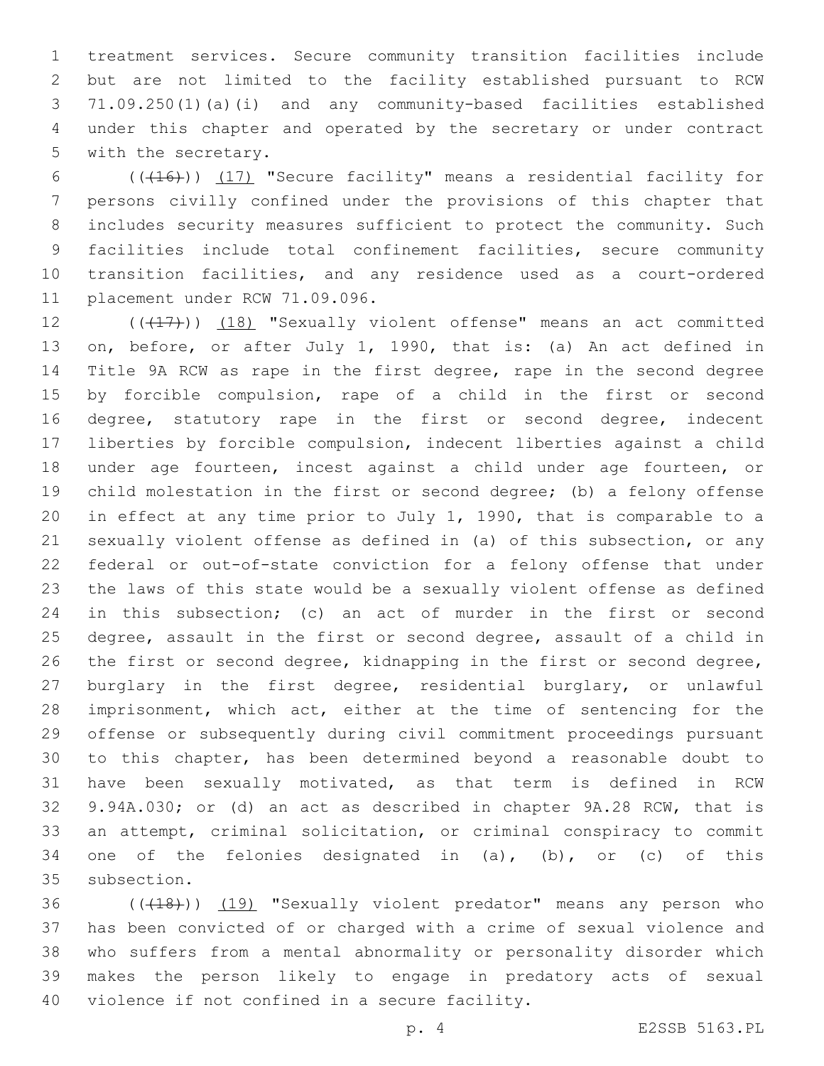treatment services. Secure community transition facilities include but are not limited to the facility established pursuant to RCW 71.09.250(1)(a)(i) and any community-based facilities established under this chapter and operated by the secretary or under contract with the secretary.

(((16))) (17) "Secure facility" means a residential facility for persons civilly confined under the provisions of this chapter that includes security measures sufficient to protect the community. Such facilities include total confinement facilities, secure community transition facilities, and any residence used as a court-ordered placement under RCW 71.09.096.

(((17))) (18) "Sexually violent offense" means an act committed on, before, or after July 1, 1990, that is: (a) An act defined in Title 9A RCW as rape in the first degree, rape in the second degree by forcible compulsion, rape of a child in the first or second degree, statutory rape in the first or second degree, indecent liberties by forcible compulsion, indecent liberties against a child under age fourteen, incest against a child under age fourteen, or child molestation in the first or second degree; (b) a felony offense in effect at any time prior to July 1, 1990, that is comparable to a sexually violent offense as defined in (a) of this subsection, or any federal or out-of-state conviction for a felony offense that under the laws of this state would be a sexually violent offense as defined in this subsection; (c) an act of murder in the first or second degree, assault in the first or second degree, assault of a child in the first or second degree, kidnapping in the first or second degree, burglary in the first degree, residential burglary, or unlawful imprisonment, which act, either at the time of sentencing for the offense or subsequently during civil commitment proceedings pursuant to this chapter, has been determined beyond a reasonable doubt to have been sexually motivated, as that term is defined in RCW 9.94A.030; or (d) an act as described in chapter 9A.28 RCW, that is an attempt, criminal solicitation, or criminal conspiracy to commit one of the felonies designated in (a), (b), or (c) of this subsection.

(((18))) (19) "Sexually violent predator" means any person who has been convicted of or charged with a crime of sexual violence and who suffers from a mental abnormality or personality disorder which makes the person likely to engage in predatory acts of sexual violence if not confined in a secure facility.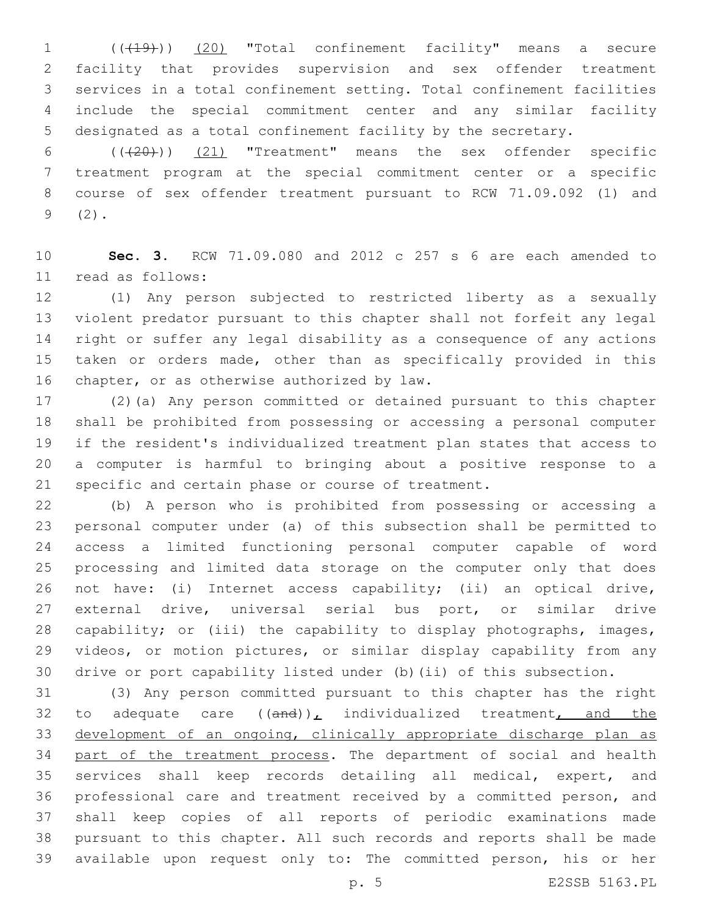(((19))) (20) "Total confinement facility" means a secure facility that provides supervision and sex offender treatment services in a total confinement setting. Total confinement facilities include the special commitment center and any similar facility designated as a total confinement facility by the secretary.

(((20))) (21) "Treatment" means the sex offender specific treatment program at the special commitment center or a specific course of sex offender treatment pursuant to RCW 71.09.092 (1) and (2).

**Sec. 3.** RCW 71.09.080 and 2012 c 257 s 6 are each amended to read as follows:

(1) Any person subjected to restricted liberty as a sexually violent predator pursuant to this chapter shall not forfeit any legal right or suffer any legal disability as a consequence of any actions taken or orders made, other than as specifically provided in this chapter, or as otherwise authorized by law.

(2)(a) Any person committed or detained pursuant to this chapter shall be prohibited from possessing or accessing a personal computer if the resident's individualized treatment plan states that access to a computer is harmful to bringing about a positive response to a specific and certain phase or course of treatment.

(b) A person who is prohibited from possessing or accessing a personal computer under (a) of this subsection shall be permitted to access a limited functioning personal computer capable of word processing and limited data storage on the computer only that does not have: (i) Internet access capability; (ii) an optical drive, external drive, universal serial bus port, or similar drive capability; or (iii) the capability to display photographs, images, videos, or motion pictures, or similar display capability from any drive or port capability listed under (b)(ii) of this subsection.

(3) Any person committed pursuant to this chapter has the right to adequate care ((and)), individualized treatment, and the development of an ongoing, clinically appropriate discharge plan as part of the treatment process. The department of social and health services shall keep records detailing all medical, expert, and professional care and treatment received by a committed person, and shall keep copies of all reports of periodic examinations made pursuant to this chapter. All such records and reports shall be made available upon request only to: The committed person, his or her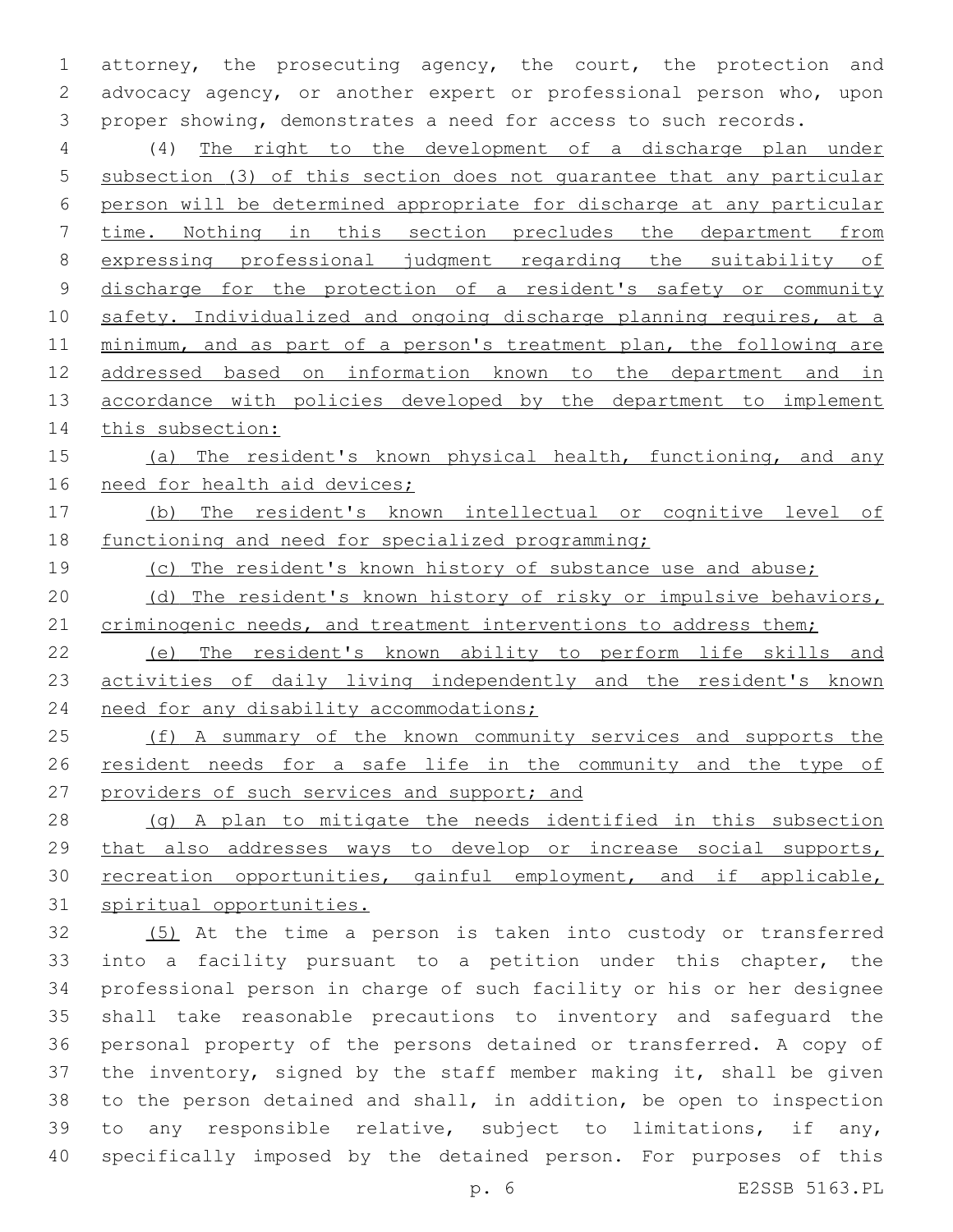attorney, the prosecuting agency, the court, the protection and advocacy agency, or another expert or professional person who, upon proper showing, demonstrates a need for access to such records.

(4) The right to the development of a discharge plan under subsection (3) of this section does not guarantee that any particular person will be determined appropriate for discharge at any particular time. Nothing in this section precludes the department from expressing professional judgment regarding the suitability of discharge for the protection of a resident's safety or community safety. Individualized and ongoing discharge planning requires, at a minimum, and as part of a person's treatment plan, the following are addressed based on information known to the department and in accordance with policies developed by the department to implement this subsection:

(a) The resident's known physical health, functioning, and any need for health aid devices;

(b) The resident's known intellectual or cognitive level of functioning and need for specialized programming;

(c) The resident's known history of substance use and abuse;

(d) The resident's known history of risky or impulsive behaviors, criminogenic needs, and treatment interventions to address them;

(e) The resident's known ability to perform life skills and activities of daily living independently and the resident's known need for any disability accommodations;

(f) A summary of the known community services and supports the resident needs for a safe life in the community and the type of providers of such services and support; and

(g) A plan to mitigate the needs identified in this subsection that also addresses ways to develop or increase social supports, recreation opportunities, gainful employment, and if applicable, spiritual opportunities.

(5) At the time a person is taken into custody or transferred into a facility pursuant to a petition under this chapter, the professional person in charge of such facility or his or her designee shall take reasonable precautions to inventory and safeguard the personal property of the persons detained or transferred. A copy of the inventory, signed by the staff member making it, shall be given to the person detained and shall, in addition, be open to inspection to any responsible relative, subject to limitations, if any, specifically imposed by the detained person. For purposes of this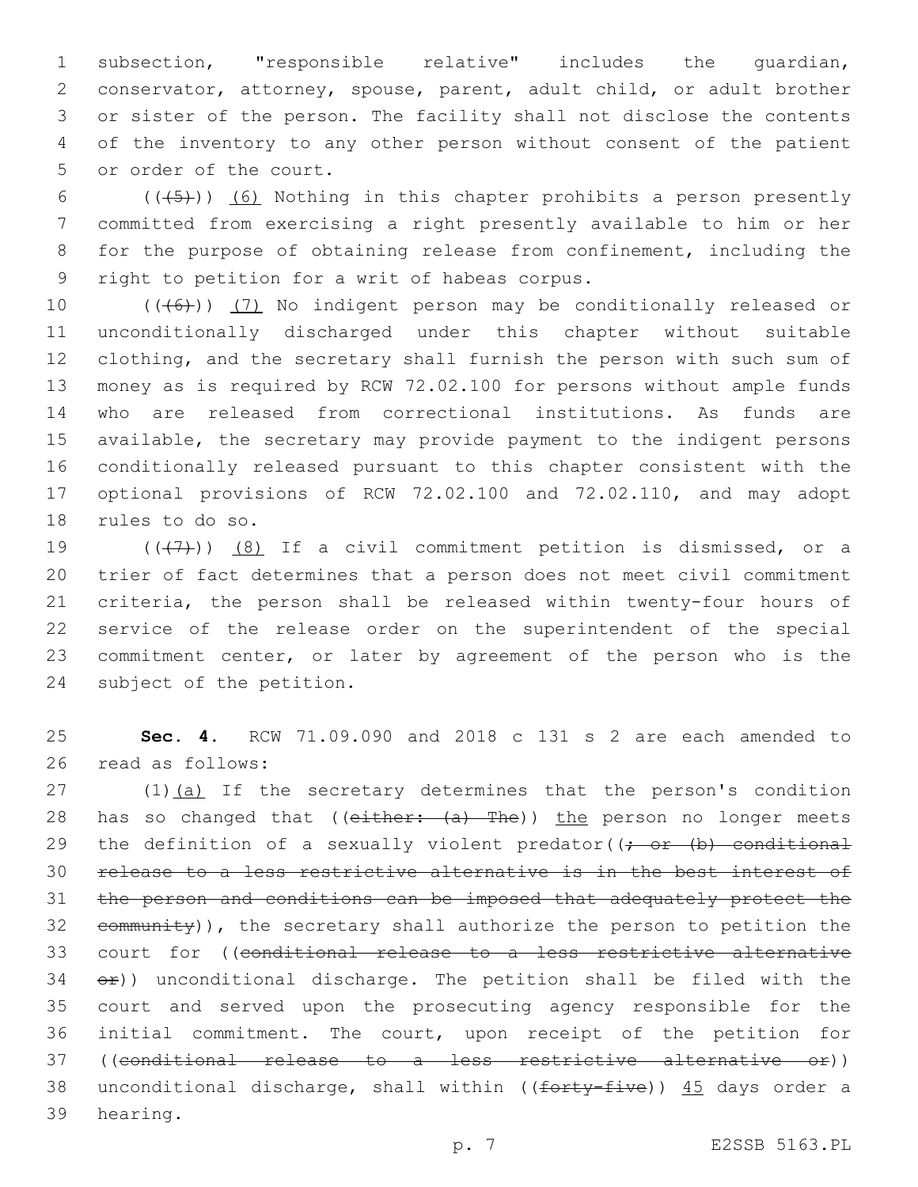subsection, "responsible relative" includes the guardian, conservator, attorney, spouse, parent, adult child, or adult brother or sister of the person. The facility shall not disclose the contents of the inventory to any other person without consent of the patient or order of the court.

(((5))) <u>(6)</u> Nothing in this chapter prohibits a person presently committed from exercising a right presently available to him or her for the purpose of obtaining release from confinement, including the right to petition for a writ of habeas corpus.

(((6))) <u>(7)</u> No indigent person may be conditionally released or unconditionally discharged under this chapter without suitable clothing, and the secretary shall furnish the person with such sum of money as is required by RCW 72.02.100 for persons without ample funds who are released from correctional institutions. As funds are available, the secretary may provide payment to the indigent persons conditionally released pursuant to this chapter consistent with the optional provisions of RCW 72.02.100 and 72.02.110, and may adopt rules to do so.

(((7))) <u>(8)</u> If a civil commitment petition is dismissed, or a trier of fact determines that a person does not meet civil commitment criteria, the person shall be released within twenty-four hours of service of the release order on the superintendent of the special commitment center, or later by agreement of the person who is the subject of the petition.

**Sec. 4.** RCW 71.09.090 and 2018 c 131 s 2 are each amended to read as follows:

(1)<u>(a)</u> If the secretary determines that the person's condition has so changed that ((~~either: (a) The~~)) <u>the</u> person no longer meets the definition of a sexually violent predator((~~; or (b) conditional release to a less restrictive alternative is in the best interest of the person and conditions can be imposed that adequately protect the community~~)), the secretary shall authorize the person to petition the court for ((~~conditional release to a less restrictive alternative or~~)) unconditional discharge. The petition shall be filed with the court and served upon the prosecuting agency responsible for the initial commitment. The court, upon receipt of the petition for ((~~conditional release to a less restrictive alternative or~~)) unconditional discharge, shall within ((~~forty-five~~)) <u>45</u> days order a hearing.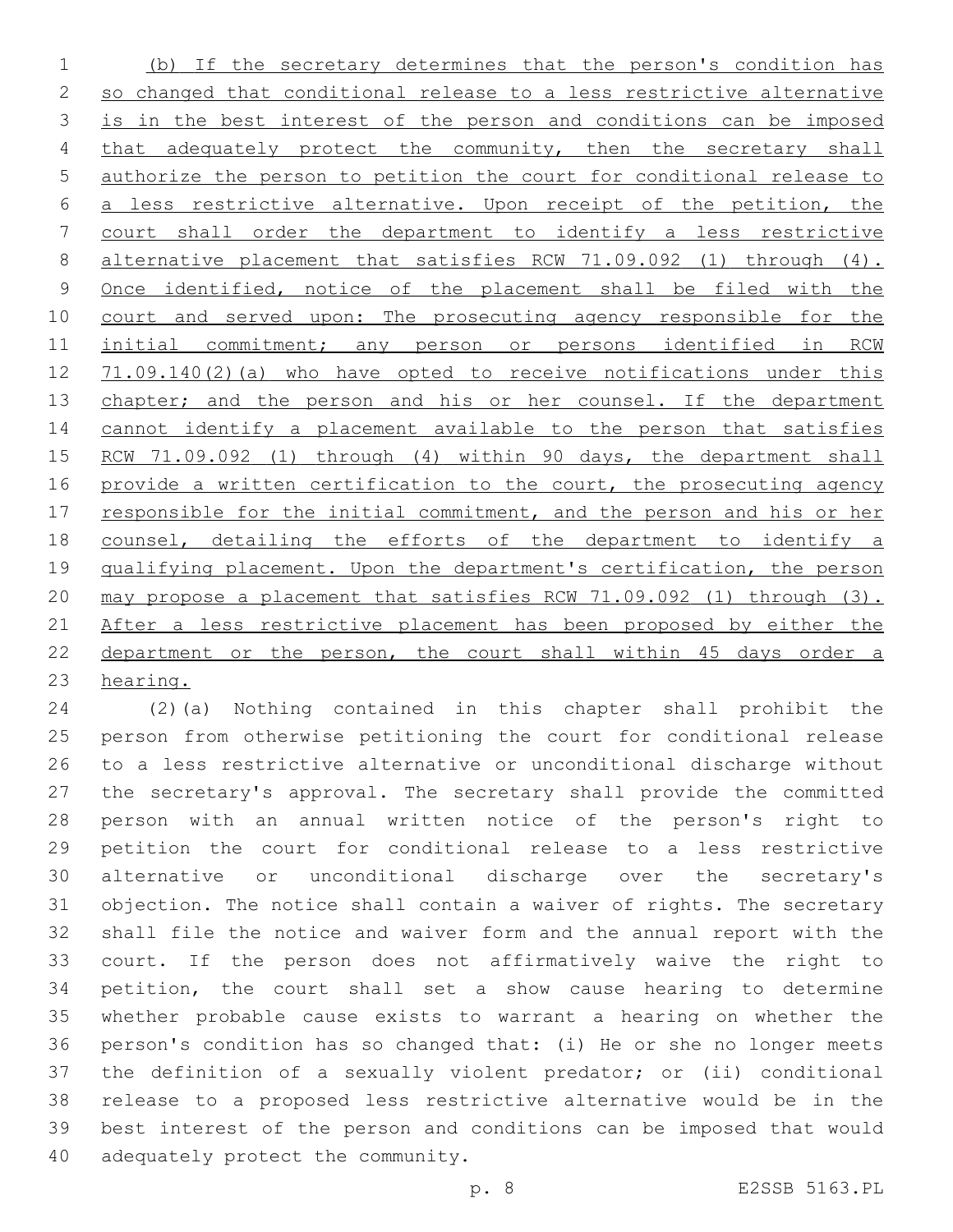(b) If the secretary determines that the person's condition has so changed that conditional release to a less restrictive alternative is in the best interest of the person and conditions can be imposed that adequately protect the community, then the secretary shall authorize the person to petition the court for conditional release to a less restrictive alternative. Upon receipt of the petition, the court shall order the department to identify a less restrictive alternative placement that satisfies RCW 71.09.092 (1) through (4). Once identified, notice of the placement shall be filed with the court and served upon: The prosecuting agency responsible for the initial commitment; any person or persons identified in RCW 71.09.140(2)(a) who have opted to receive notifications under this chapter; and the person and his or her counsel. If the department cannot identify a placement available to the person that satisfies RCW 71.09.092 (1) through (4) within 90 days, the department shall provide a written certification to the court, the prosecuting agency responsible for the initial commitment, and the person and his or her counsel, detailing the efforts of the department to identify a qualifying placement. Upon the department's certification, the person may propose a placement that satisfies RCW 71.09.092 (1) through (3). After a less restrictive placement has been proposed by either the department or the person, the court shall within 45 days order a hearing.

(2)(a) Nothing contained in this chapter shall prohibit the person from otherwise petitioning the court for conditional release to a less restrictive alternative or unconditional discharge without the secretary's approval. The secretary shall provide the committed person with an annual written notice of the person's right to petition the court for conditional release to a less restrictive alternative or unconditional discharge over the secretary's objection. The notice shall contain a waiver of rights. The secretary shall file the notice and waiver form and the annual report with the court. If the person does not affirmatively waive the right to petition, the court shall set a show cause hearing to determine whether probable cause exists to warrant a hearing on whether the person's condition has so changed that: (i) He or she no longer meets the definition of a sexually violent predator; or (ii) conditional release to a proposed less restrictive alternative would be in the best interest of the person and conditions can be imposed that would adequately protect the community.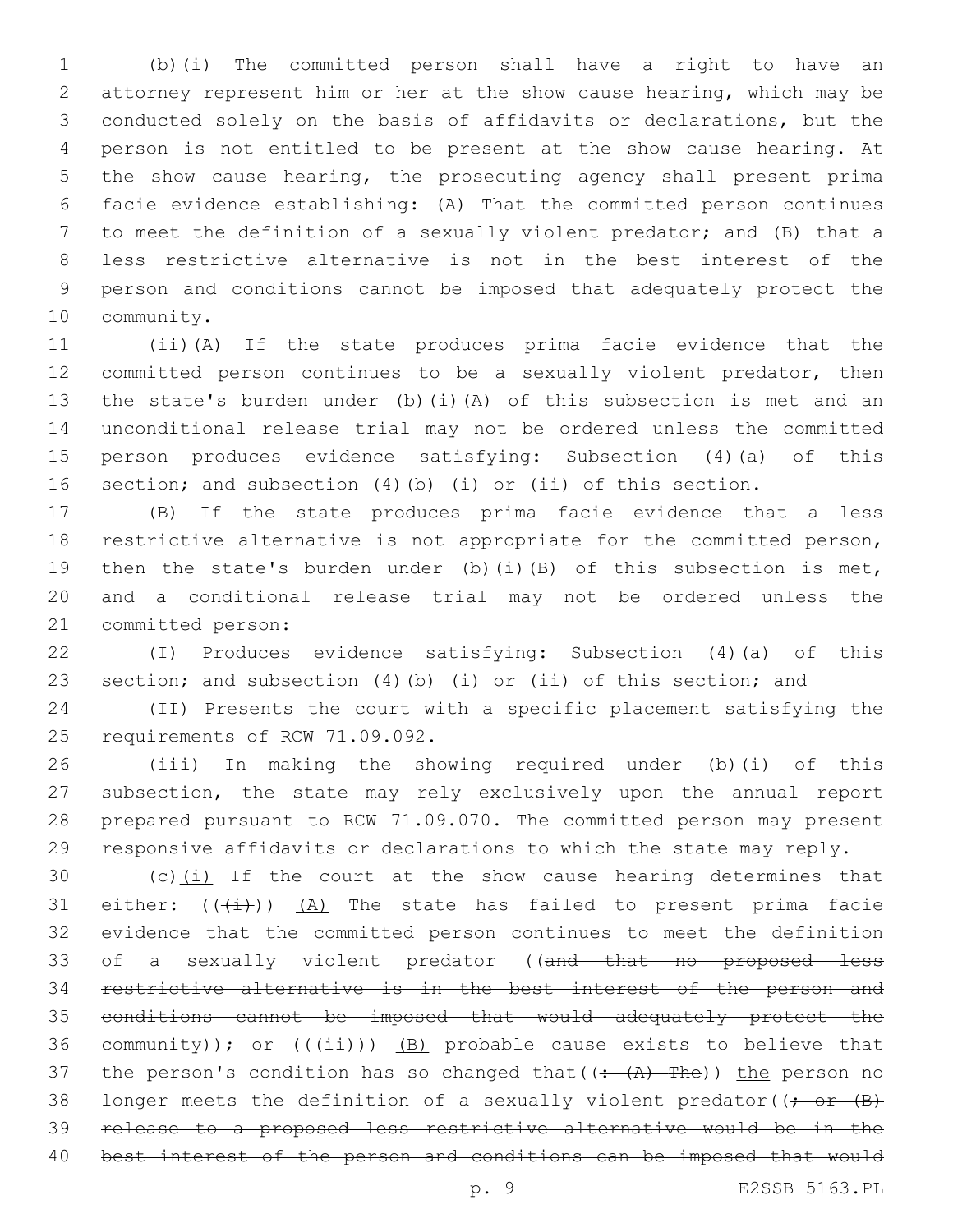(b)(i) The committed person shall have a right to have an attorney represent him or her at the show cause hearing, which may be conducted solely on the basis of affidavits or declarations, but the person is not entitled to be present at the show cause hearing. At the show cause hearing, the prosecuting agency shall present prima facie evidence establishing: (A) That the committed person continues to meet the definition of a sexually violent predator; and (B) that a less restrictive alternative is not in the best interest of the person and conditions cannot be imposed that adequately protect the community.

(ii)(A) If the state produces prima facie evidence that the committed person continues to be a sexually violent predator, then the state's burden under (b)(i)(A) of this subsection is met and an unconditional release trial may not be ordered unless the committed person produces evidence satisfying: Subsection (4)(a) of this section; and subsection (4)(b) (i) or (ii) of this section.

(B) If the state produces prima facie evidence that a less restrictive alternative is not appropriate for the committed person, then the state's burden under (b)(i)(B) of this subsection is met, and a conditional release trial may not be ordered unless the committed person:

(I) Produces evidence satisfying: Subsection (4)(a) of this section; and subsection (4)(b) (i) or (ii) of this section; and

(II) Presents the court with a specific placement satisfying the requirements of RCW 71.09.092.

(iii) In making the showing required under (b)(i) of this subsection, the state may rely exclusively upon the annual report prepared pursuant to RCW 71.09.070. The committed person may present responsive affidavits or declarations to which the state may reply.

(c)(i) If the court at the show cause hearing determines that either: (((i))) (A) The state has failed to present prima facie evidence that the committed person continues to meet the definition of a sexually violent predator ((~~and that no proposed less restrictive alternative is in the best interest of the person and conditions cannot be imposed that would adequately protect the community~~)); or (((ii))) (B) probable cause exists to believe that the person's condition has so changed that((~~: (A) The~~)) the person no longer meets the definition of a sexually violent predator((~~; or (B) release to a proposed less restrictive alternative would be in the best interest of the person and conditions can be imposed that would~~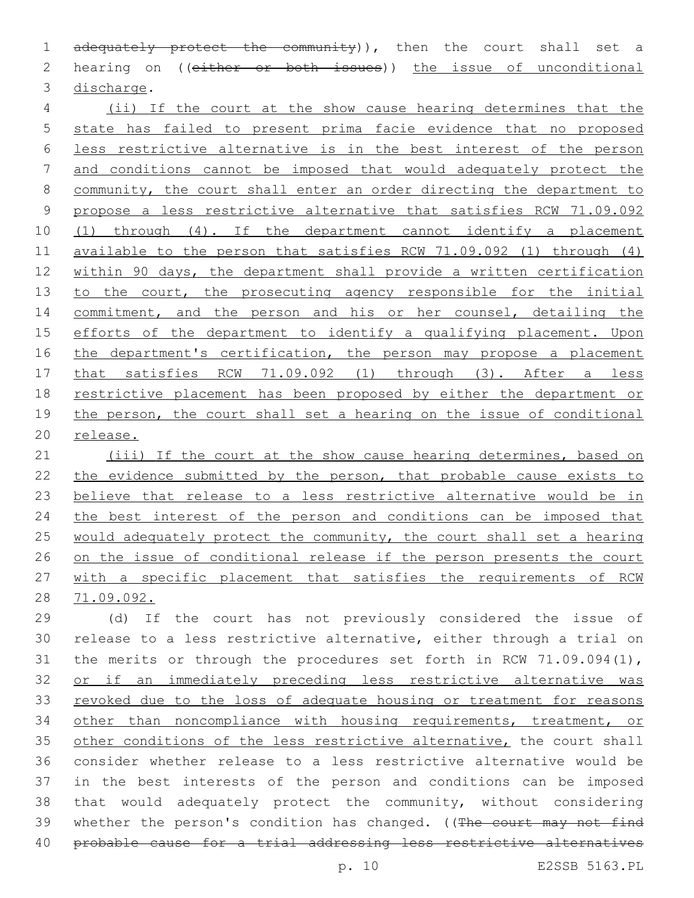adequately protect the community)), then the court shall set a hearing on ((either or both issues)) the issue of unconditional discharge.

(ii) If the court at the show cause hearing determines that the state has failed to present prima facie evidence that no proposed less restrictive alternative is in the best interest of the person and conditions cannot be imposed that would adequately protect the community, the court shall enter an order directing the department to propose a less restrictive alternative that satisfies RCW 71.09.092 (1) through (4). If the department cannot identify a placement available to the person that satisfies RCW 71.09.092 (1) through (4) within 90 days, the department shall provide a written certification to the court, the prosecuting agency responsible for the initial commitment, and the person and his or her counsel, detailing the efforts of the department to identify a qualifying placement. Upon the department's certification, the person may propose a placement that satisfies RCW 71.09.092 (1) through (3). After a less restrictive placement has been proposed by either the department or the person, the court shall set a hearing on the issue of conditional release.

(iii) If the court at the show cause hearing determines, based on the evidence submitted by the person, that probable cause exists to believe that release to a less restrictive alternative would be in the best interest of the person and conditions can be imposed that would adequately protect the community, the court shall set a hearing on the issue of conditional release if the person presents the court with a specific placement that satisfies the requirements of RCW 71.09.092.

(d) If the court has not previously considered the issue of release to a less restrictive alternative, either through a trial on the merits or through the procedures set forth in RCW 71.09.094(1), or if an immediately preceding less restrictive alternative was revoked due to the loss of adequate housing or treatment for reasons other than noncompliance with housing requirements, treatment, or other conditions of the less restrictive alternative, the court shall consider whether release to a less restrictive alternative would be in the best interests of the person and conditions can be imposed that would adequately protect the community, without considering whether the person's condition has changed. ((The court may not find probable cause for a trial addressing less restrictive alternatives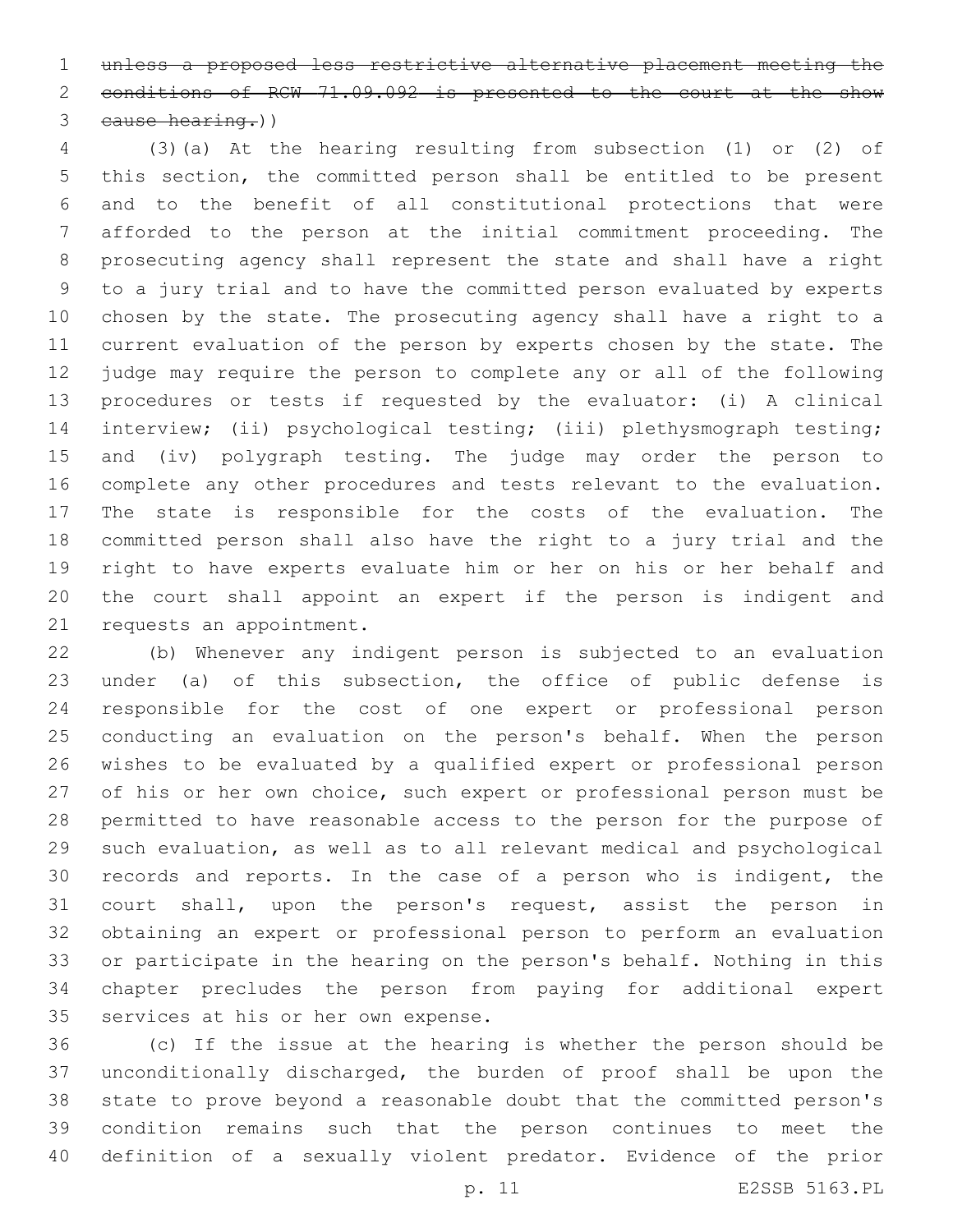~~unless a proposed less restrictive alternative placement meeting the conditions of RCW 71.09.092 is presented to the court at the show cause hearing.~~))

(3)(a) At the hearing resulting from subsection (1) or (2) of this section, the committed person shall be entitled to be present and to the benefit of all constitutional protections that were afforded to the person at the initial commitment proceeding. The prosecuting agency shall represent the state and shall have a right to a jury trial and to have the committed person evaluated by experts chosen by the state. The prosecuting agency shall have a right to a current evaluation of the person by experts chosen by the state. The judge may require the person to complete any or all of the following procedures or tests if requested by the evaluator: (i) A clinical interview; (ii) psychological testing; (iii) plethysmograph testing; and (iv) polygraph testing. The judge may order the person to complete any other procedures and tests relevant to the evaluation. The state is responsible for the costs of the evaluation. The committed person shall also have the right to a jury trial and the right to have experts evaluate him or her on his or her behalf and the court shall appoint an expert if the person is indigent and requests an appointment.

(b) Whenever any indigent person is subjected to an evaluation under (a) of this subsection, the office of public defense is responsible for the cost of one expert or professional person conducting an evaluation on the person's behalf. When the person wishes to be evaluated by a qualified expert or professional person of his or her own choice, such expert or professional person must be permitted to have reasonable access to the person for the purpose of such evaluation, as well as to all relevant medical and psychological records and reports. In the case of a person who is indigent, the court shall, upon the person's request, assist the person in obtaining an expert or professional person to perform an evaluation or participate in the hearing on the person's behalf. Nothing in this chapter precludes the person from paying for additional expert services at his or her own expense.

(c) If the issue at the hearing is whether the person should be unconditionally discharged, the burden of proof shall be upon the state to prove beyond a reasonable doubt that the committed person's condition remains such that the person continues to meet the definition of a sexually violent predator. Evidence of the prior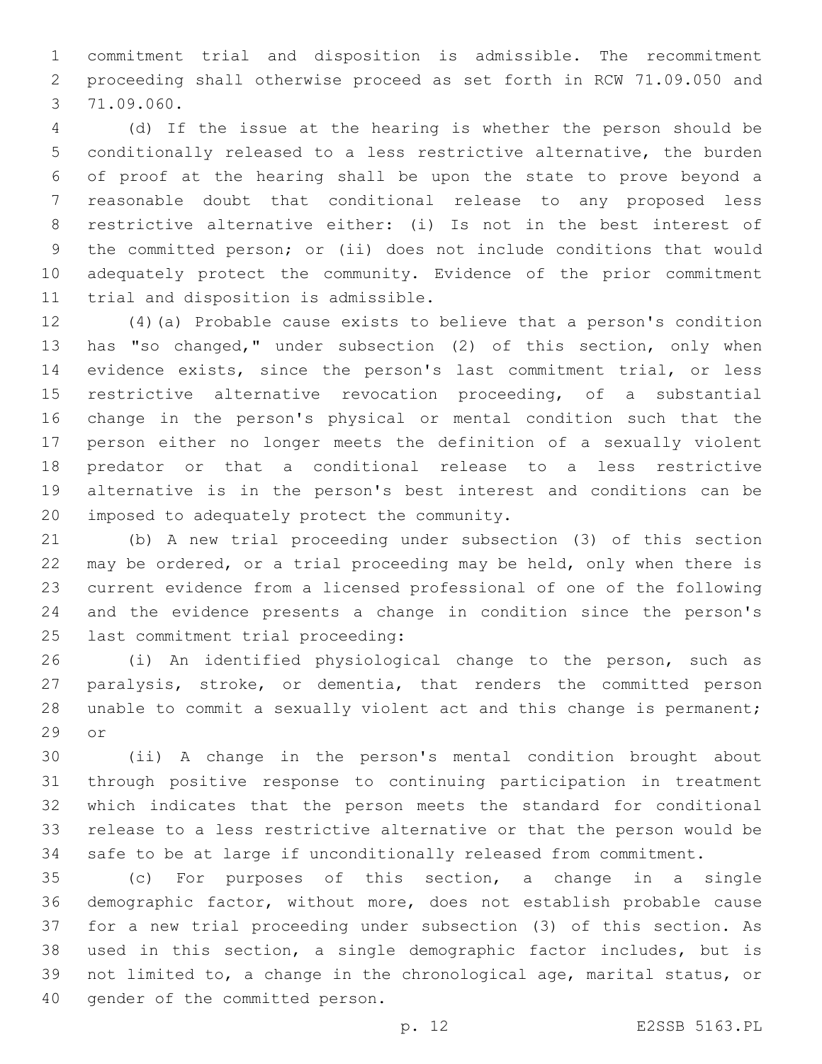commitment trial and disposition is admissible. The recommitment proceeding shall otherwise proceed as set forth in RCW 71.09.050 and 71.09.060.

(d) If the issue at the hearing is whether the person should be conditionally released to a less restrictive alternative, the burden of proof at the hearing shall be upon the state to prove beyond a reasonable doubt that conditional release to any proposed less restrictive alternative either: (i) Is not in the best interest of the committed person; or (ii) does not include conditions that would adequately protect the community. Evidence of the prior commitment trial and disposition is admissible.

(4)(a) Probable cause exists to believe that a person's condition has "so changed," under subsection (2) of this section, only when evidence exists, since the person's last commitment trial, or less restrictive alternative revocation proceeding, of a substantial change in the person's physical or mental condition such that the person either no longer meets the definition of a sexually violent predator or that a conditional release to a less restrictive alternative is in the person's best interest and conditions can be imposed to adequately protect the community.

(b) A new trial proceeding under subsection (3) of this section may be ordered, or a trial proceeding may be held, only when there is current evidence from a licensed professional of one of the following and the evidence presents a change in condition since the person's last commitment trial proceeding:

(i) An identified physiological change to the person, such as paralysis, stroke, or dementia, that renders the committed person unable to commit a sexually violent act and this change is permanent; or

(ii) A change in the person's mental condition brought about through positive response to continuing participation in treatment which indicates that the person meets the standard for conditional release to a less restrictive alternative or that the person would be safe to be at large if unconditionally released from commitment.

(c) For purposes of this section, a change in a single demographic factor, without more, does not establish probable cause for a new trial proceeding under subsection (3) of this section. As used in this section, a single demographic factor includes, but is not limited to, a change in the chronological age, marital status, or gender of the committed person.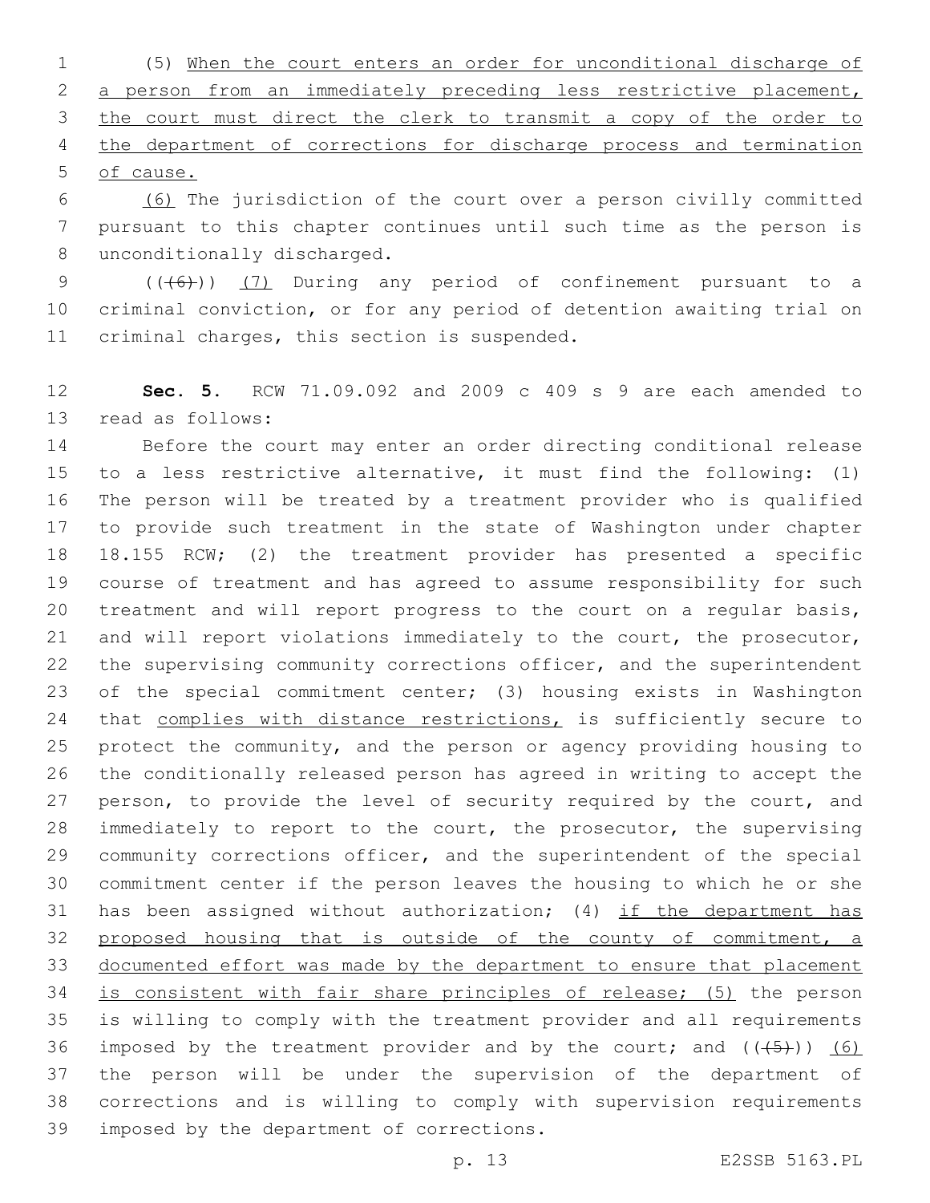(5) When the court enters an order for unconditional discharge of a person from an immediately preceding less restrictive placement, the court must direct the clerk to transmit a copy of the order to the department of corrections for discharge process and termination of cause.

(6) The jurisdiction of the court over a person civilly committed pursuant to this chapter continues until such time as the person is unconditionally discharged.

(((6))) (7) During any period of confinement pursuant to a criminal conviction, or for any period of detention awaiting trial on criminal charges, this section is suspended.

**Sec. 5.** RCW 71.09.092 and 2009 c 409 s 9 are each amended to read as follows:

Before the court may enter an order directing conditional release to a less restrictive alternative, it must find the following: (1) The person will be treated by a treatment provider who is qualified to provide such treatment in the state of Washington under chapter 18.155 RCW; (2) the treatment provider has presented a specific course of treatment and has agreed to assume responsibility for such treatment and will report progress to the court on a regular basis, and will report violations immediately to the court, the prosecutor, the supervising community corrections officer, and the superintendent of the special commitment center; (3) housing exists in Washington that complies with distance restrictions, is sufficiently secure to protect the community, and the person or agency providing housing to the conditionally released person has agreed in writing to accept the person, to provide the level of security required by the court, and immediately to report to the court, the prosecutor, the supervising community corrections officer, and the superintendent of the special commitment center if the person leaves the housing to which he or she has been assigned without authorization; (4) if the department has proposed housing that is outside of the county of commitment, a documented effort was made by the department to ensure that placement is consistent with fair share principles of release; (5) the person is willing to comply with the treatment provider and all requirements imposed by the treatment provider and by the court; and (((5))) (6) the person will be under the supervision of the department of corrections and is willing to comply with supervision requirements imposed by the department of corrections.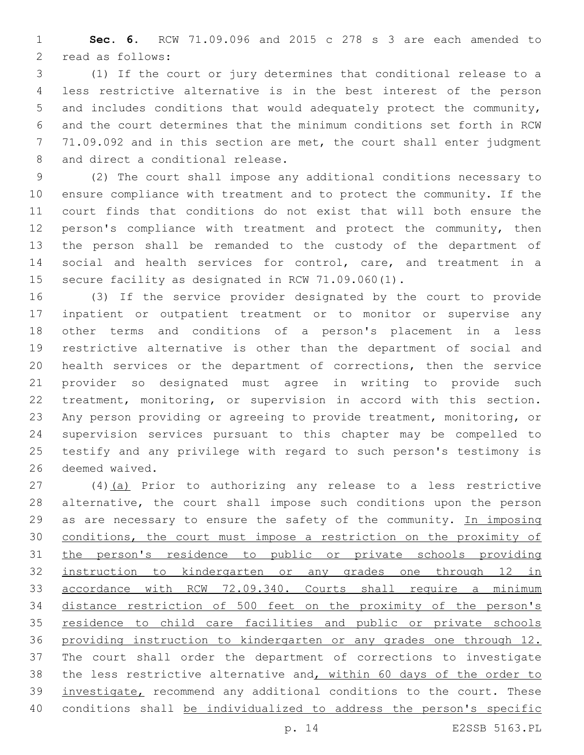**Sec. 6.** RCW 71.09.096 and 2015 c 278 s 3 are each amended to read as follows:

(1) If the court or jury determines that conditional release to a less restrictive alternative is in the best interest of the person and includes conditions that would adequately protect the community, and the court determines that the minimum conditions set forth in RCW 71.09.092 and in this section are met, the court shall enter judgment and direct a conditional release.

(2) The court shall impose any additional conditions necessary to ensure compliance with treatment and to protect the community. If the court finds that conditions do not exist that will both ensure the person's compliance with treatment and protect the community, then the person shall be remanded to the custody of the department of social and health services for control, care, and treatment in a secure facility as designated in RCW 71.09.060(1).

(3) If the service provider designated by the court to provide inpatient or outpatient treatment or to monitor or supervise any other terms and conditions of a person's placement in a less restrictive alternative is other than the department of social and health services or the department of corrections, then the service provider so designated must agree in writing to provide such treatment, monitoring, or supervision in accord with this section. Any person providing or agreeing to provide treatment, monitoring, or supervision services pursuant to this chapter may be compelled to testify and any privilege with regard to such person's testimony is deemed waived.

(4)<u>(a)</u> Prior to authorizing any release to a less restrictive alternative, the court shall impose such conditions upon the person as are necessary to ensure the safety of the community. <u>In imposing conditions, the court must impose a restriction on the proximity of the person's residence to public or private schools providing instruction to kindergarten or any grades one through 12 in accordance with RCW 72.09.340. Courts shall require a minimum distance restriction of 500 feet on the proximity of the person's residence to child care facilities and public or private schools providing instruction to kindergarten or any grades one through 12.</u> The court shall order the department of corrections to investigate the less restrictive alternative and<u>, within 60 days of the order to investigate,</u> recommend any additional conditions to the court. These conditions shall <u>be individualized to address the person's specific</u>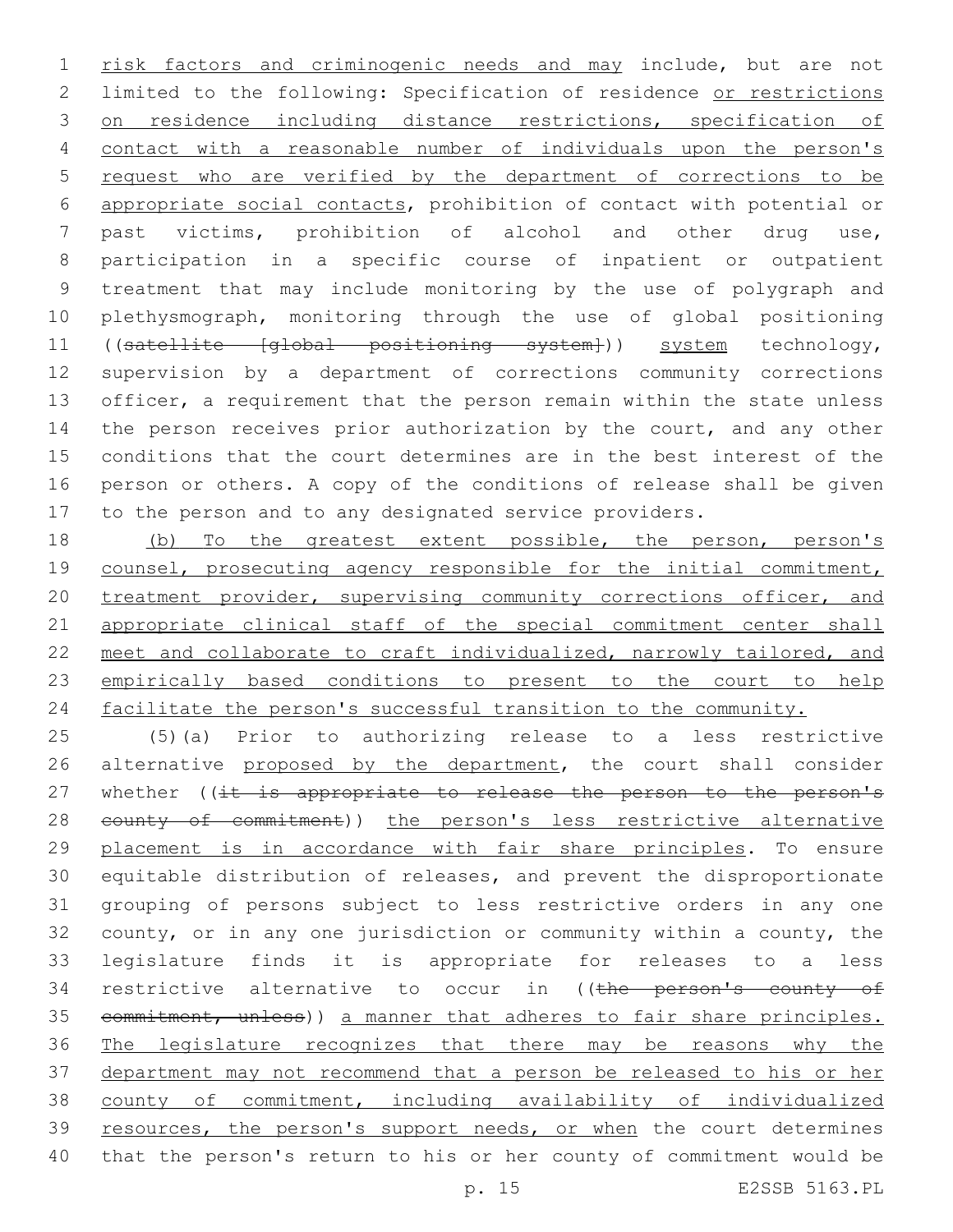risk factors and criminogenic needs and may include, but are not limited to the following: Specification of residence or restrictions on residence including distance restrictions, specification of contact with a reasonable number of individuals upon the person's request who are verified by the department of corrections to be appropriate social contacts, prohibition of contact with potential or past victims, prohibition of alcohol and other drug use, participation in a specific course of inpatient or outpatient treatment that may include monitoring by the use of polygraph and plethysmograph, monitoring through the use of global positioning ((satellite [global positioning system])) system technology, supervision by a department of corrections community corrections officer, a requirement that the person remain within the state unless the person receives prior authorization by the court, and any other conditions that the court determines are in the best interest of the person or others. A copy of the conditions of release shall be given to the person and to any designated service providers.

(b) To the greatest extent possible, the person, person's counsel, prosecuting agency responsible for the initial commitment, treatment provider, supervising community corrections officer, and appropriate clinical staff of the special commitment center shall meet and collaborate to craft individualized, narrowly tailored, and empirically based conditions to present to the court to help facilitate the person's successful transition to the community.

(5)(a) Prior to authorizing release to a less restrictive alternative proposed by the department, the court shall consider whether ((it is appropriate to release the person to the person's county of commitment)) the person's less restrictive alternative placement is in accordance with fair share principles. To ensure equitable distribution of releases, and prevent the disproportionate grouping of persons subject to less restrictive orders in any one county, or in any one jurisdiction or community within a county, the legislature finds it is appropriate for releases to a less restrictive alternative to occur in ((the person's county of commitment, unless)) a manner that adheres to fair share principles. The legislature recognizes that there may be reasons why the department may not recommend that a person be released to his or her county of commitment, including availability of individualized resources, the person's support needs, or when the court determines that the person's return to his or her county of commitment would be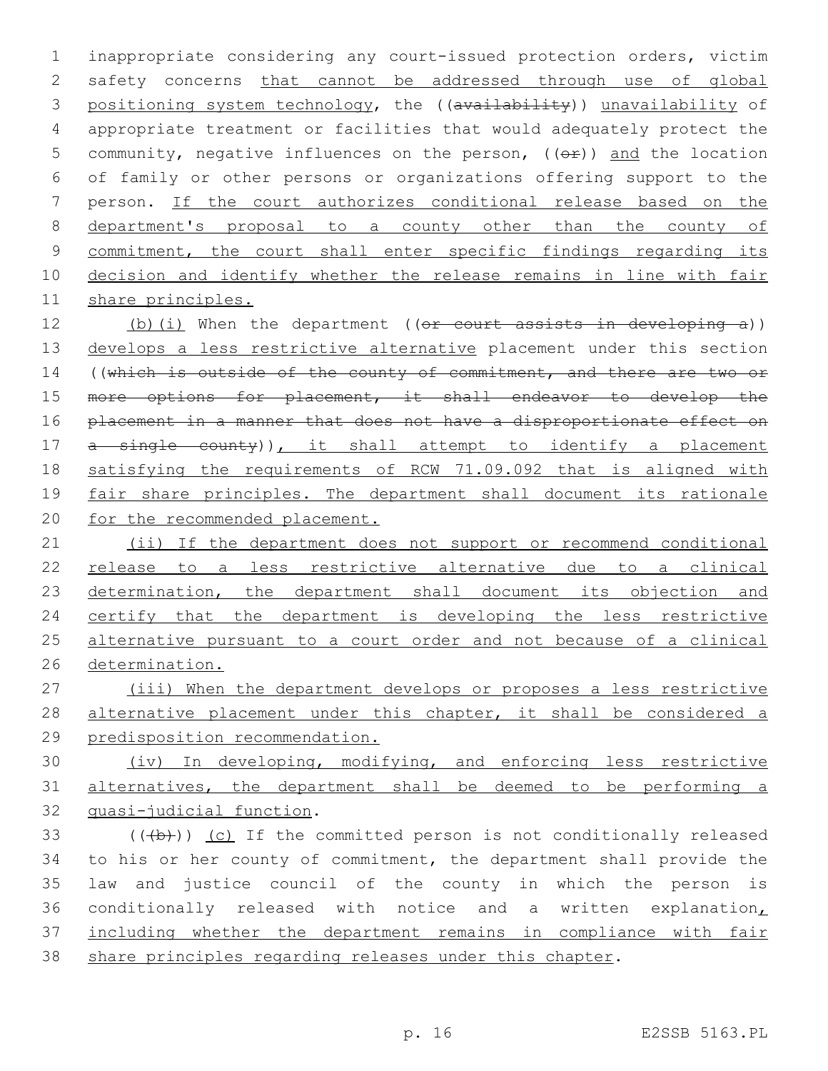inappropriate considering any court-issued protection orders, victim safety concerns that cannot be addressed through use of global positioning system technology, the ((availability)) unavailability of appropriate treatment or facilities that would adequately protect the community, negative influences on the person, ((or)) and the location of family or other persons or organizations offering support to the person. If the court authorizes conditional release based on the department's proposal to a county other than the county of commitment, the court shall enter specific findings regarding its decision and identify whether the release remains in line with fair share principles.

(b)(i) When the department ((or court assists in developing a)) develops a less restrictive alternative placement under this section ((which is outside of the county of commitment, and there are two or more options for placement, it shall endeavor to develop the placement in a manner that does not have a disproportionate effect on a single county)), it shall attempt to identify a placement satisfying the requirements of RCW 71.09.092 that is aligned with fair share principles. The department shall document its rationale for the recommended placement.

(ii) If the department does not support or recommend conditional release to a less restrictive alternative due to a clinical determination, the department shall document its objection and certify that the department is developing the less restrictive alternative pursuant to a court order and not because of a clinical determination.

(iii) When the department develops or proposes a less restrictive alternative placement under this chapter, it shall be considered a predisposition recommendation.

(iv) In developing, modifying, and enforcing less restrictive alternatives, the department shall be deemed to be performing a quasi-judicial function.

(((b))) (c) If the committed person is not conditionally released to his or her county of commitment, the department shall provide the law and justice council of the county in which the person is conditionally released with notice and a written explanation, including whether the department remains in compliance with fair share principles regarding releases under this chapter.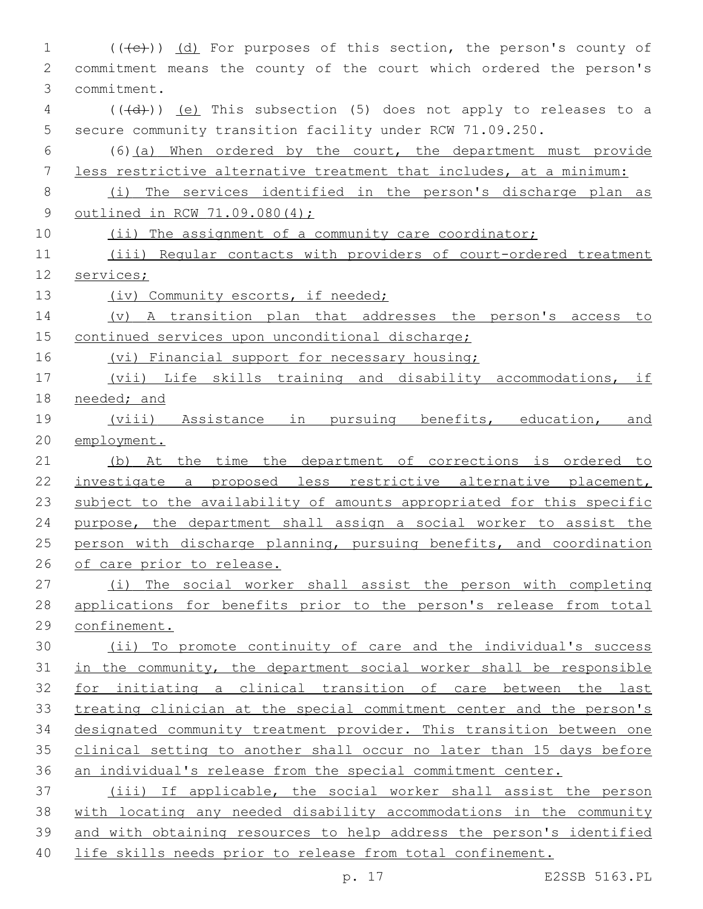(((c))) (d) For purposes of this section, the person's county of commitment means the county of the court which ordered the person's commitment.

(((d))) (e) This subsection (5) does not apply to releases to a secure community transition facility under RCW 71.09.250.

(6)(a) When ordered by the court, the department must provide less restrictive alternative treatment that includes, at a minimum:

(i) The services identified in the person's discharge plan as outlined in RCW 71.09.080(4);

(ii) The assignment of a community care coordinator;

(iii) Regular contacts with providers of court-ordered treatment services;

(iv) Community escorts, if needed;

(v) A transition plan that addresses the person's access to continued services upon unconditional discharge;

(vi) Financial support for necessary housing;

(vii) Life skills training and disability accommodations, if needed; and

(viii) Assistance in pursuing benefits, education, and employment.

(b) At the time the department of corrections is ordered to investigate a proposed less restrictive alternative placement, subject to the availability of amounts appropriated for this specific purpose, the department shall assign a social worker to assist the person with discharge planning, pursuing benefits, and coordination of care prior to release.

(i) The social worker shall assist the person with completing applications for benefits prior to the person's release from total confinement.

(ii) To promote continuity of care and the individual's success in the community, the department social worker shall be responsible for initiating a clinical transition of care between the last treating clinician at the special commitment center and the person's designated community treatment provider. This transition between one clinical setting to another shall occur no later than 15 days before an individual's release from the special commitment center.

(iii) If applicable, the social worker shall assist the person with locating any needed disability accommodations in the community and with obtaining resources to help address the person's identified life skills needs prior to release from total confinement.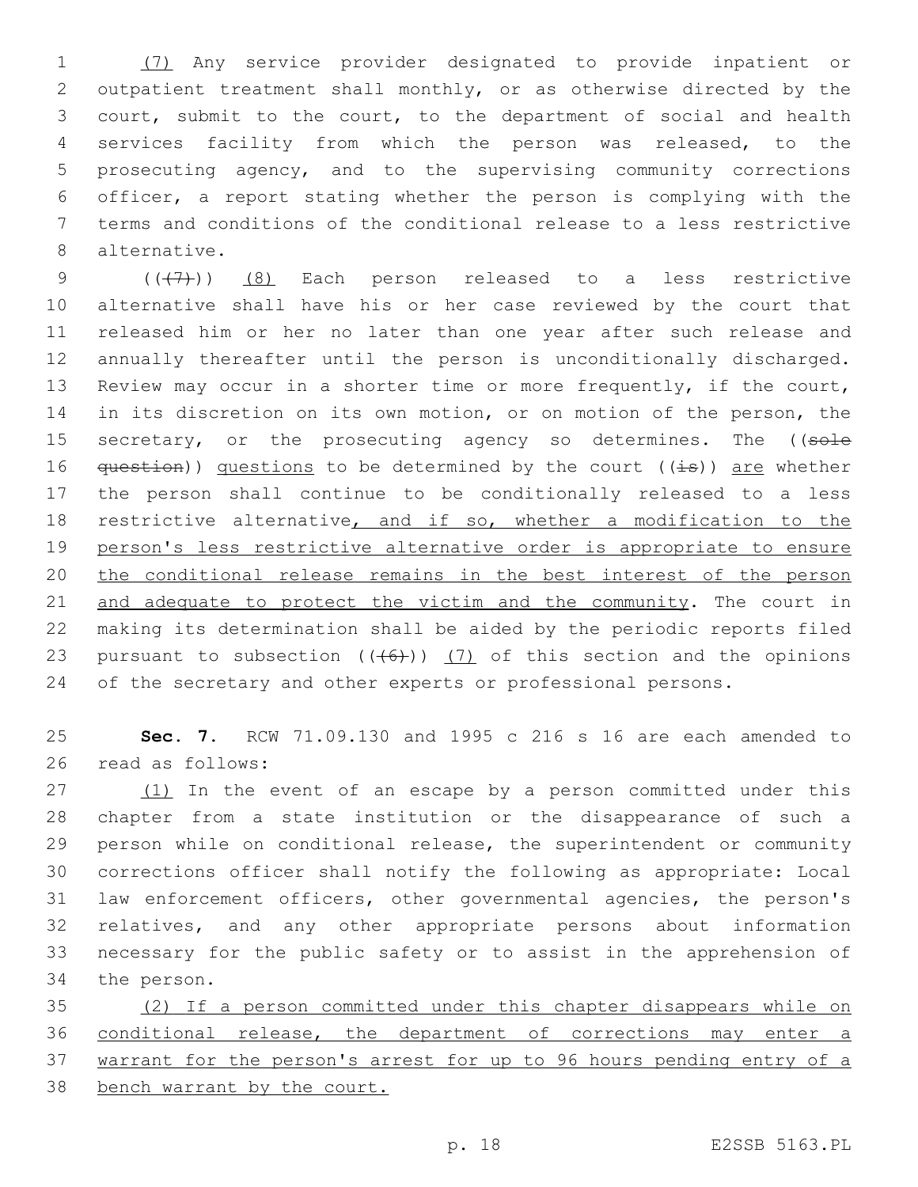(7) Any service provider designated to provide inpatient or outpatient treatment shall monthly, or as otherwise directed by the court, submit to the court, to the department of social and health services facility from which the person was released, to the prosecuting agency, and to the supervising community corrections officer, a report stating whether the person is complying with the terms and conditions of the conditional release to a less restrictive alternative.

(((7))) (8) Each person released to a less restrictive alternative shall have his or her case reviewed by the court that released him or her no later than one year after such release and annually thereafter until the person is unconditionally discharged. Review may occur in a shorter time or more frequently, if the court, in its discretion on its own motion, or on motion of the person, the secretary, or the prosecuting agency so determines. The ((sole question)) questions to be determined by the court ((is)) are whether the person shall continue to be conditionally released to a less restrictive alternative, and if so, whether a modification to the person's less restrictive alternative order is appropriate to ensure the conditional release remains in the best interest of the person and adequate to protect the victim and the community. The court in making its determination shall be aided by the periodic reports filed pursuant to subsection (((6))) (7) of this section and the opinions of the secretary and other experts or professional persons.

**Sec. 7.** RCW 71.09.130 and 1995 c 216 s 16 are each amended to read as follows:

(1) In the event of an escape by a person committed under this chapter from a state institution or the disappearance of such a person while on conditional release, the superintendent or community corrections officer shall notify the following as appropriate: Local law enforcement officers, other governmental agencies, the person's relatives, and any other appropriate persons about information necessary for the public safety or to assist in the apprehension of the person.

(2) If a person committed under this chapter disappears while on conditional release, the department of corrections may enter a warrant for the person's arrest for up to 96 hours pending entry of a bench warrant by the court.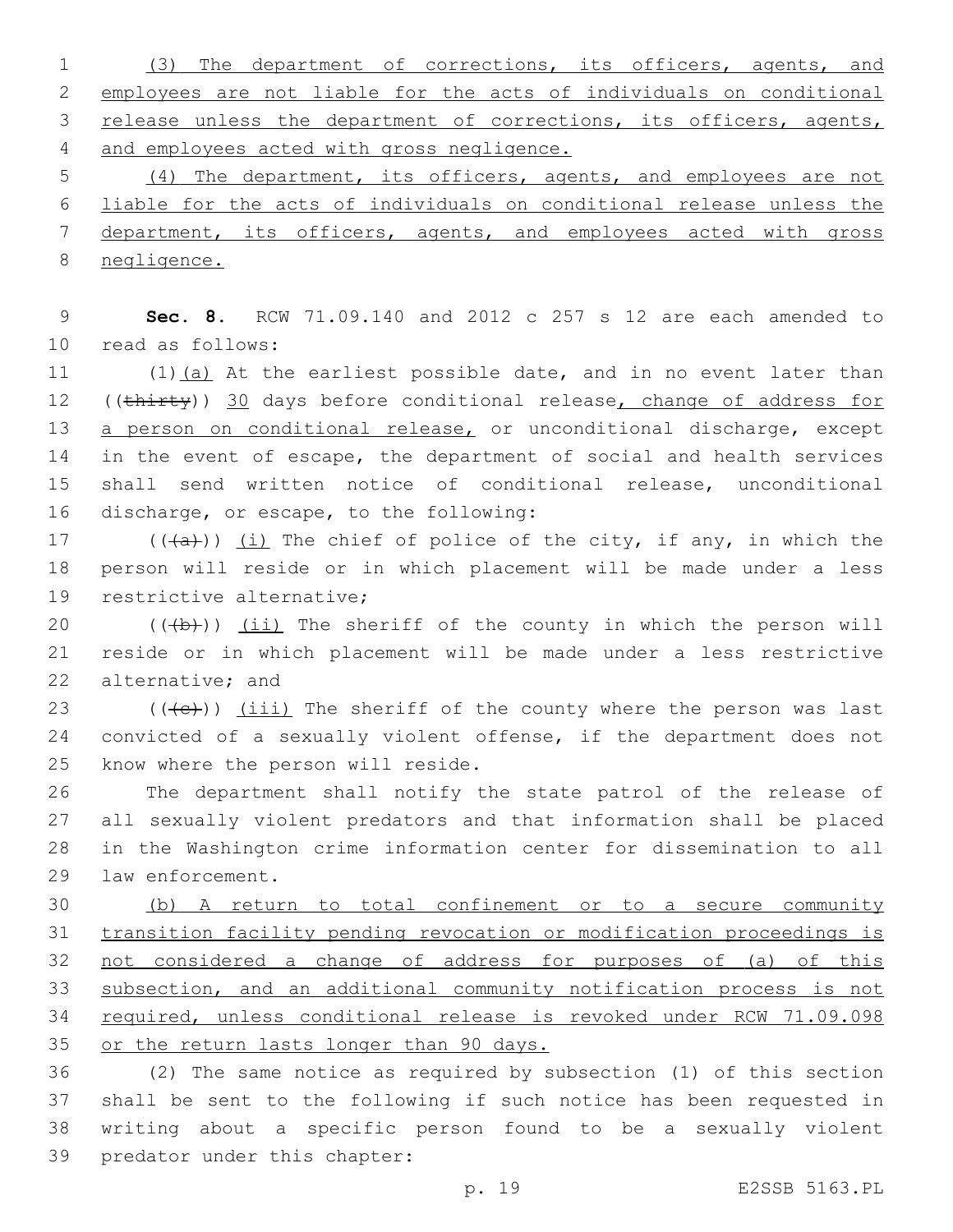(3) The department of corrections, its officers, agents, and employees are not liable for the acts of individuals on conditional release unless the department of corrections, its officers, agents, and employees acted with gross negligence.

(4) The department, its officers, agents, and employees are not liable for the acts of individuals on conditional release unless the department, its officers, agents, and employees acted with gross negligence.

**Sec. 8.** RCW 71.09.140 and 2012 c 257 s 12 are each amended to read as follows:

(1)(a) At the earliest possible date, and in no event later than ((thirty)) 30 days before conditional release, change of address for a person on conditional release, or unconditional discharge, except in the event of escape, the department of social and health services shall send written notice of conditional release, unconditional discharge, or escape, to the following:

(((a))) (i) The chief of police of the city, if any, in which the person will reside or in which placement will be made under a less restrictive alternative;

(((b))) (ii) The sheriff of the county in which the person will reside or in which placement will be made under a less restrictive alternative; and

(((c))) (iii) The sheriff of the county where the person was last convicted of a sexually violent offense, if the department does not know where the person will reside.

The department shall notify the state patrol of the release of all sexually violent predators and that information shall be placed in the Washington crime information center for dissemination to all law enforcement.

(b) A return to total confinement or to a secure community transition facility pending revocation or modification proceedings is not considered a change of address for purposes of (a) of this subsection, and an additional community notification process is not required, unless conditional release is revoked under RCW 71.09.098 or the return lasts longer than 90 days.

(2) The same notice as required by subsection (1) of this section shall be sent to the following if such notice has been requested in writing about a specific person found to be a sexually violent predator under this chapter: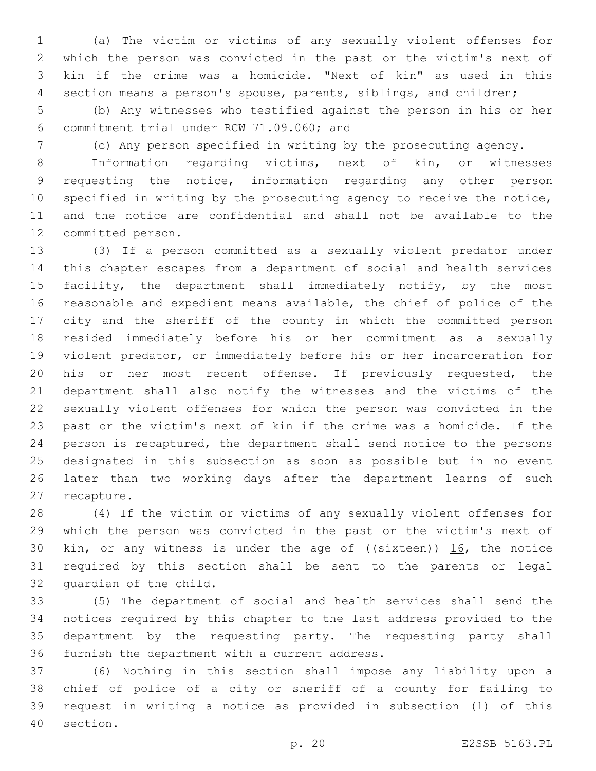(a) The victim or victims of any sexually violent offenses for which the person was convicted in the past or the victim's next of kin if the crime was a homicide. "Next of kin" as used in this section means a person's spouse, parents, siblings, and children;

(b) Any witnesses who testified against the person in his or her commitment trial under RCW 71.09.060; and

(c) Any person specified in writing by the prosecuting agency.

Information regarding victims, next of kin, or witnesses requesting the notice, information regarding any other person specified in writing by the prosecuting agency to receive the notice, and the notice are confidential and shall not be available to the committed person.

(3) If a person committed as a sexually violent predator under this chapter escapes from a department of social and health services facility, the department shall immediately notify, by the most reasonable and expedient means available, the chief of police of the city and the sheriff of the county in which the committed person resided immediately before his or her commitment as a sexually violent predator, or immediately before his or her incarceration for his or her most recent offense. If previously requested, the department shall also notify the witnesses and the victims of the sexually violent offenses for which the person was convicted in the past or the victim's next of kin if the crime was a homicide. If the person is recaptured, the department shall send notice to the persons designated in this subsection as soon as possible but in no event later than two working days after the department learns of such recapture.

(4) If the victim or victims of any sexually violent offenses for which the person was convicted in the past or the victim's next of kin, or any witness is under the age of ((~~sixteen~~)) <u>16</u>, the notice required by this section shall be sent to the parents or legal guardian of the child.

(5) The department of social and health services shall send the notices required by this chapter to the last address provided to the department by the requesting party. The requesting party shall furnish the department with a current address.

(6) Nothing in this section shall impose any liability upon a chief of police of a city or sheriff of a county for failing to request in writing a notice as provided in subsection (1) of this section.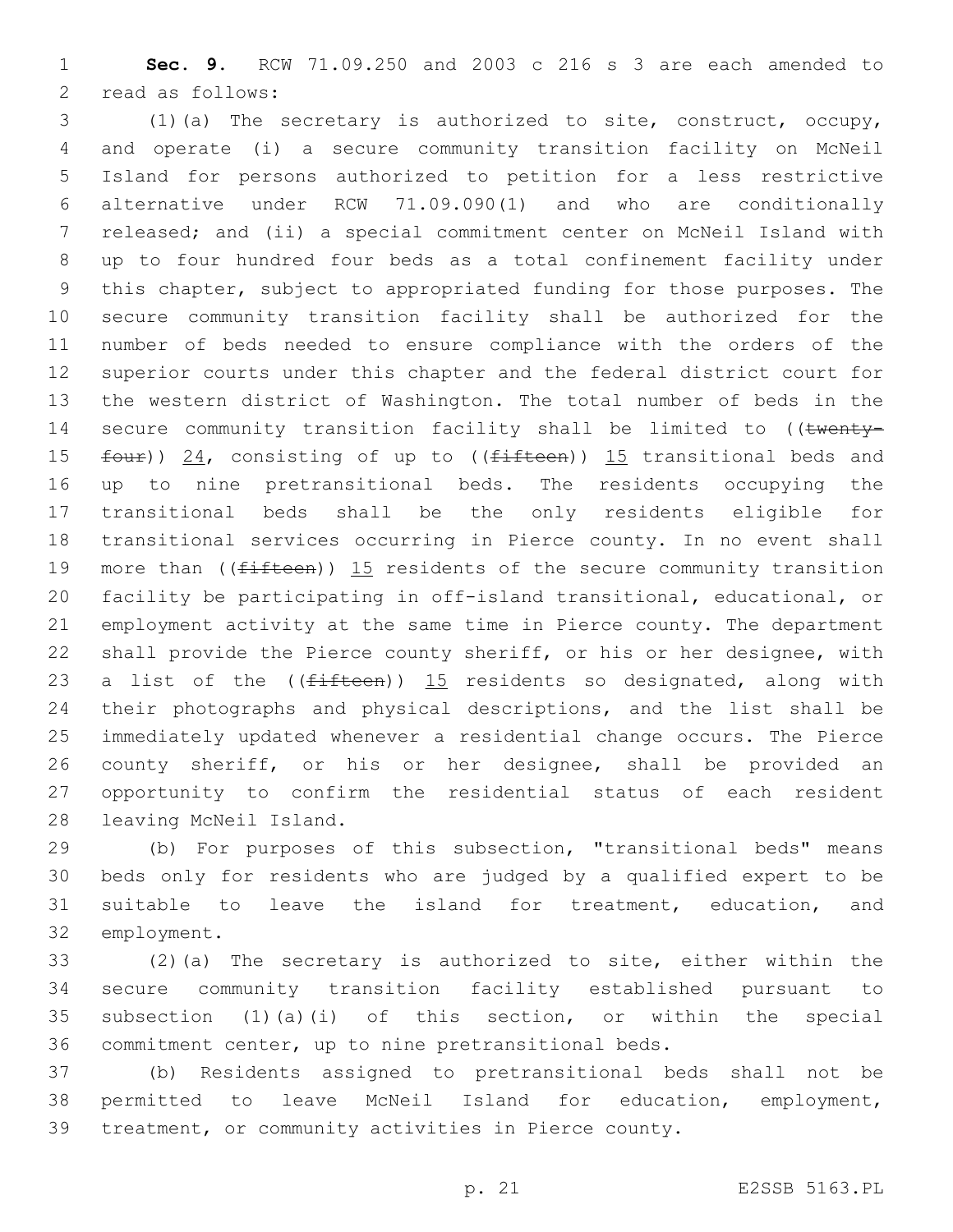**Sec. 9.** RCW 71.09.250 and 2003 c 216 s 3 are each amended to read as follows:

(1)(a) The secretary is authorized to site, construct, occupy, and operate (i) a secure community transition facility on McNeil Island for persons authorized to petition for a less restrictive alternative under RCW 71.09.090(1) and who are conditionally released; and (ii) a special commitment center on McNeil Island with up to four hundred four beds as a total confinement facility under this chapter, subject to appropriated funding for those purposes. The secure community transition facility shall be authorized for the number of beds needed to ensure compliance with the orders of the superior courts under this chapter and the federal district court for the western district of Washington. The total number of beds in the secure community transition facility shall be limited to ((~~twenty-four~~)) <u>24</u>, consisting of up to ((~~fifteen~~)) <u>15</u> transitional beds and up to nine pretransitional beds. The residents occupying the transitional beds shall be the only residents eligible for transitional services occurring in Pierce county. In no event shall more than ((~~fifteen~~)) <u>15</u> residents of the secure community transition facility be participating in off-island transitional, educational, or employment activity at the same time in Pierce county. The department shall provide the Pierce county sheriff, or his or her designee, with a list of the ((~~fifteen~~)) <u>15</u> residents so designated, along with their photographs and physical descriptions, and the list shall be immediately updated whenever a residential change occurs. The Pierce county sheriff, or his or her designee, shall be provided an opportunity to confirm the residential status of each resident leaving McNeil Island.

(b) For purposes of this subsection, "transitional beds" means beds only for residents who are judged by a qualified expert to be suitable to leave the island for treatment, education, and employment.

(2)(a) The secretary is authorized to site, either within the secure community transition facility established pursuant to subsection (1)(a)(i) of this section, or within the special commitment center, up to nine pretransitional beds.

(b) Residents assigned to pretransitional beds shall not be permitted to leave McNeil Island for education, employment, treatment, or community activities in Pierce county.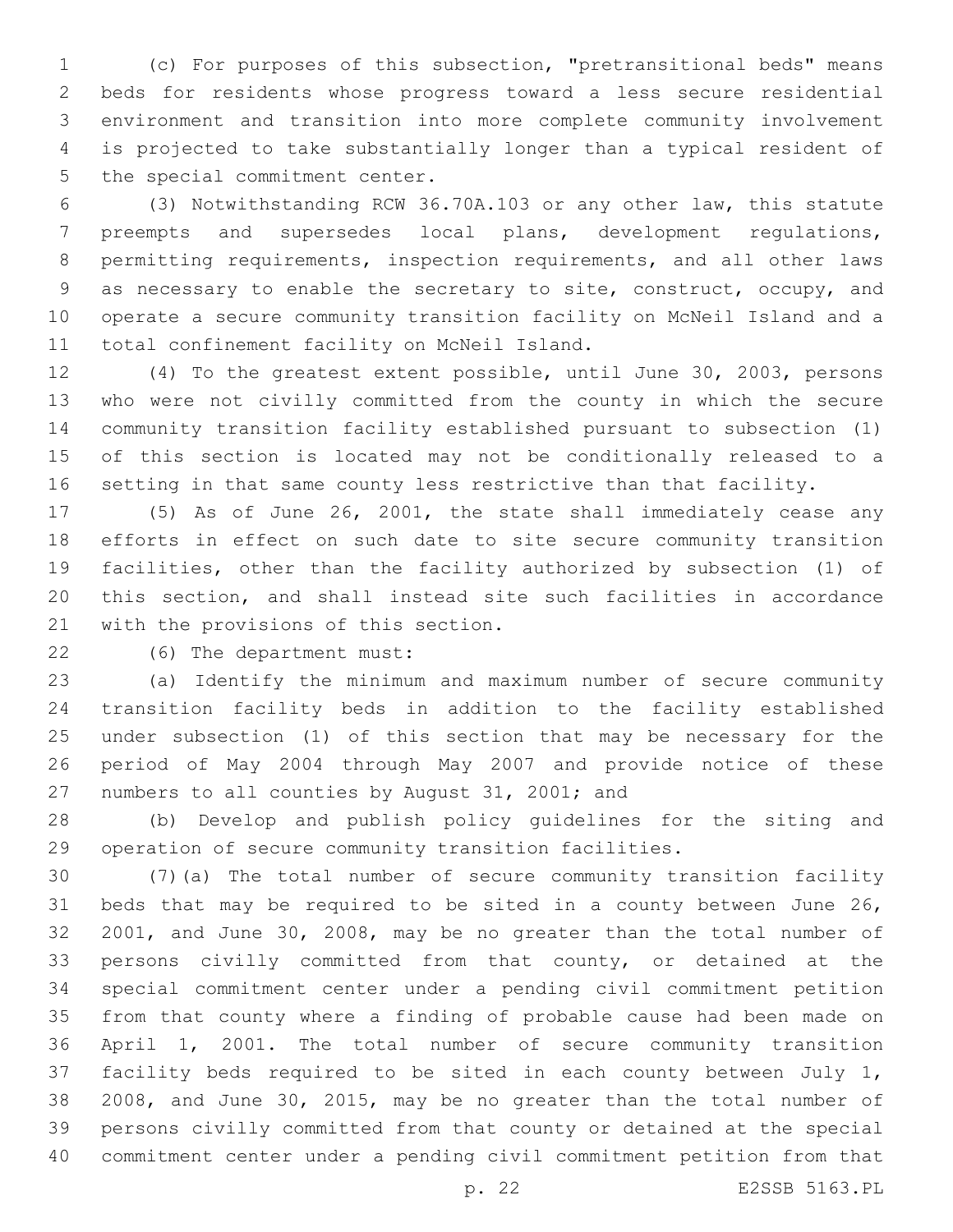(c) For purposes of this subsection, "pretransitional beds" means beds for residents whose progress toward a less secure residential environment and transition into more complete community involvement is projected to take substantially longer than a typical resident of the special commitment center.

(3) Notwithstanding RCW 36.70A.103 or any other law, this statute preempts and supersedes local plans, development regulations, permitting requirements, inspection requirements, and all other laws as necessary to enable the secretary to site, construct, occupy, and operate a secure community transition facility on McNeil Island and a total confinement facility on McNeil Island.

(4) To the greatest extent possible, until June 30, 2003, persons who were not civilly committed from the county in which the secure community transition facility established pursuant to subsection (1) of this section is located may not be conditionally released to a setting in that same county less restrictive than that facility.

(5) As of June 26, 2001, the state shall immediately cease any efforts in effect on such date to site secure community transition facilities, other than the facility authorized by subsection (1) of this section, and shall instead site such facilities in accordance with the provisions of this section.

(6) The department must:

(a) Identify the minimum and maximum number of secure community transition facility beds in addition to the facility established under subsection (1) of this section that may be necessary for the period of May 2004 through May 2007 and provide notice of these numbers to all counties by August 31, 2001; and

(b) Develop and publish policy guidelines for the siting and operation of secure community transition facilities.

(7)(a) The total number of secure community transition facility beds that may be required to be sited in a county between June 26, 2001, and June 30, 2008, may be no greater than the total number of persons civilly committed from that county, or detained at the special commitment center under a pending civil commitment petition from that county where a finding of probable cause had been made on April 1, 2001. The total number of secure community transition facility beds required to be sited in each county between July 1, 2008, and June 30, 2015, may be no greater than the total number of persons civilly committed from that county or detained at the special commitment center under a pending civil commitment petition from that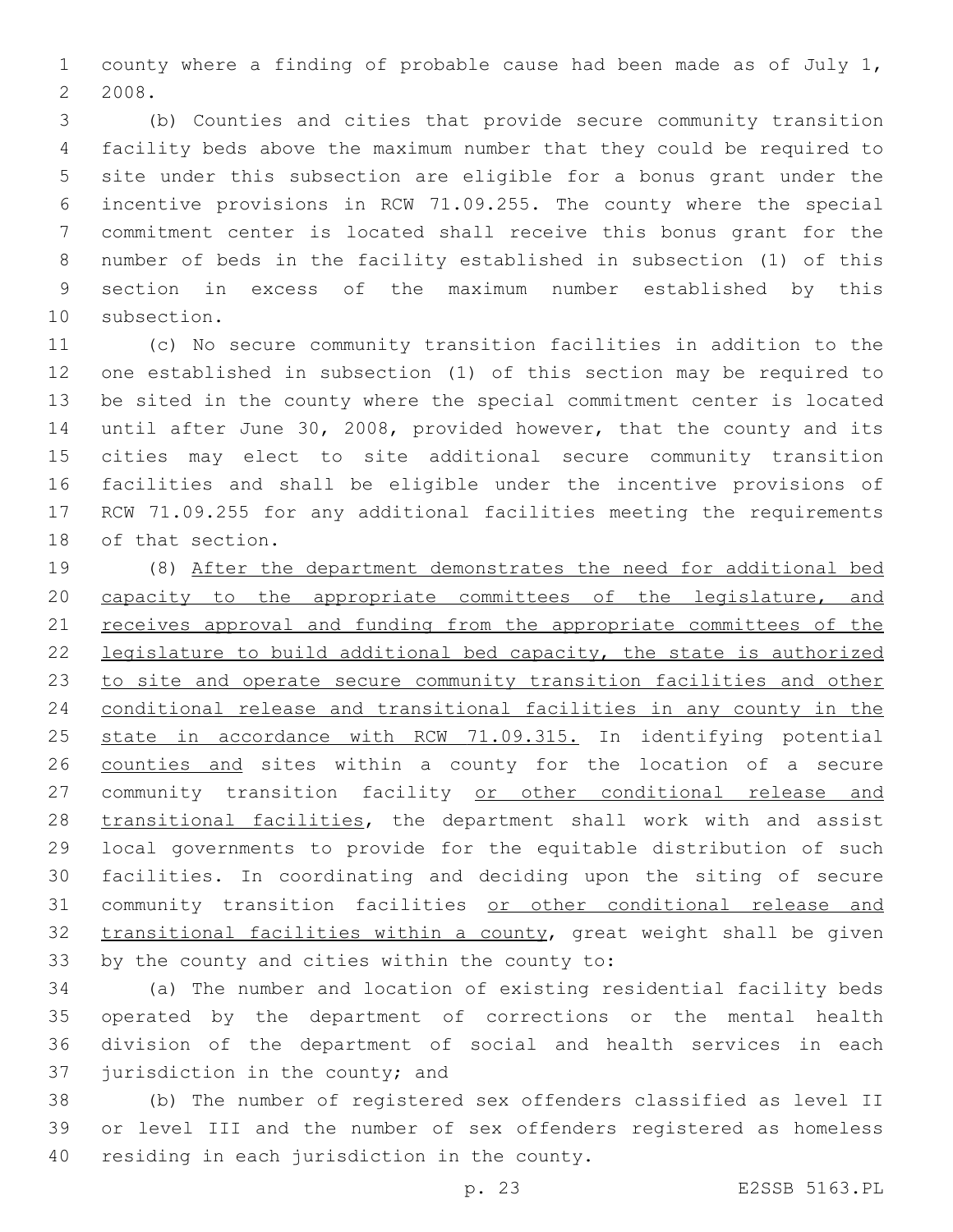county where a finding of probable cause had been made as of July 1, 2008.

(b) Counties and cities that provide secure community transition facility beds above the maximum number that they could be required to site under this subsection are eligible for a bonus grant under the incentive provisions in RCW 71.09.255. The county where the special commitment center is located shall receive this bonus grant for the number of beds in the facility established in subsection (1) of this section in excess of the maximum number established by this subsection.

(c) No secure community transition facilities in addition to the one established in subsection (1) of this section may be required to be sited in the county where the special commitment center is located until after June 30, 2008, provided however, that the county and its cities may elect to site additional secure community transition facilities and shall be eligible under the incentive provisions of RCW 71.09.255 for any additional facilities meeting the requirements of that section.

(8) After the department demonstrates the need for additional bed capacity to the appropriate committees of the legislature, and receives approval and funding from the appropriate committees of the legislature to build additional bed capacity, the state is authorized to site and operate secure community transition facilities and other conditional release and transitional facilities in any county in the state in accordance with RCW 71.09.315. In identifying potential counties and sites within a county for the location of a secure community transition facility or other conditional release and transitional facilities, the department shall work with and assist local governments to provide for the equitable distribution of such facilities. In coordinating and deciding upon the siting of secure community transition facilities or other conditional release and transitional facilities within a county, great weight shall be given by the county and cities within the county to:

(a) The number and location of existing residential facility beds operated by the department of corrections or the mental health division of the department of social and health services in each jurisdiction in the county; and

(b) The number of registered sex offenders classified as level II or level III and the number of sex offenders registered as homeless residing in each jurisdiction in the county.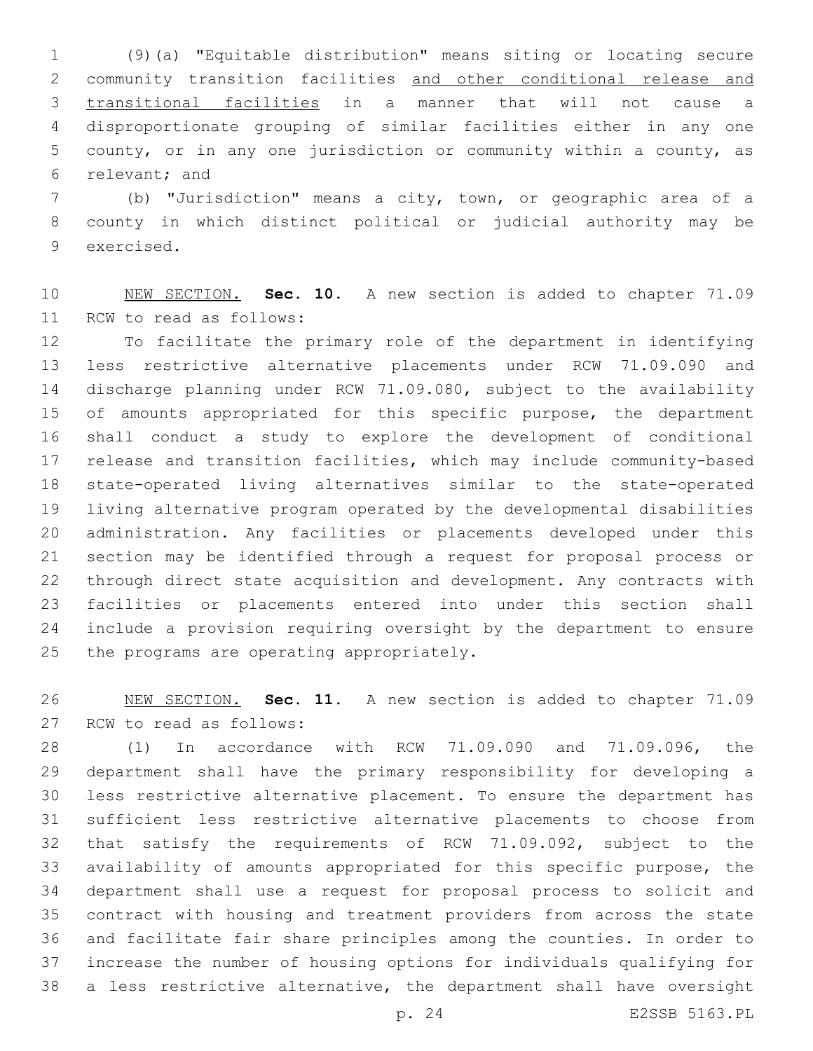(9)(a) "Equitable distribution" means siting or locating secure community transition facilities <u>and other conditional release and transitional facilities</u> in a manner that will not cause a disproportionate grouping of similar facilities either in any one county, or in any one jurisdiction or community within a county, as relevant; and

(b) "Jurisdiction" means a city, town, or geographic area of a county in which distinct political or judicial authority may be exercised.

<u>NEW SECTION.</u> **Sec. 10.** A new section is added to chapter 71.09 RCW to read as follows:

To facilitate the primary role of the department in identifying less restrictive alternative placements under RCW 71.09.090 and discharge planning under RCW 71.09.080, subject to the availability of amounts appropriated for this specific purpose, the department shall conduct a study to explore the development of conditional release and transition facilities, which may include community-based state-operated living alternatives similar to the state-operated living alternative program operated by the developmental disabilities administration. Any facilities or placements developed under this section may be identified through a request for proposal process or through direct state acquisition and development. Any contracts with facilities or placements entered into under this section shall include a provision requiring oversight by the department to ensure the programs are operating appropriately.

<u>NEW SECTION.</u> **Sec. 11.** A new section is added to chapter 71.09 RCW to read as follows:

(1) In accordance with RCW 71.09.090 and 71.09.096, the department shall have the primary responsibility for developing a less restrictive alternative placement. To ensure the department has sufficient less restrictive alternative placements to choose from that satisfy the requirements of RCW 71.09.092, subject to the availability of amounts appropriated for this specific purpose, the department shall use a request for proposal process to solicit and contract with housing and treatment providers from across the state and facilitate fair share principles among the counties. In order to increase the number of housing options for individuals qualifying for a less restrictive alternative, the department shall have oversight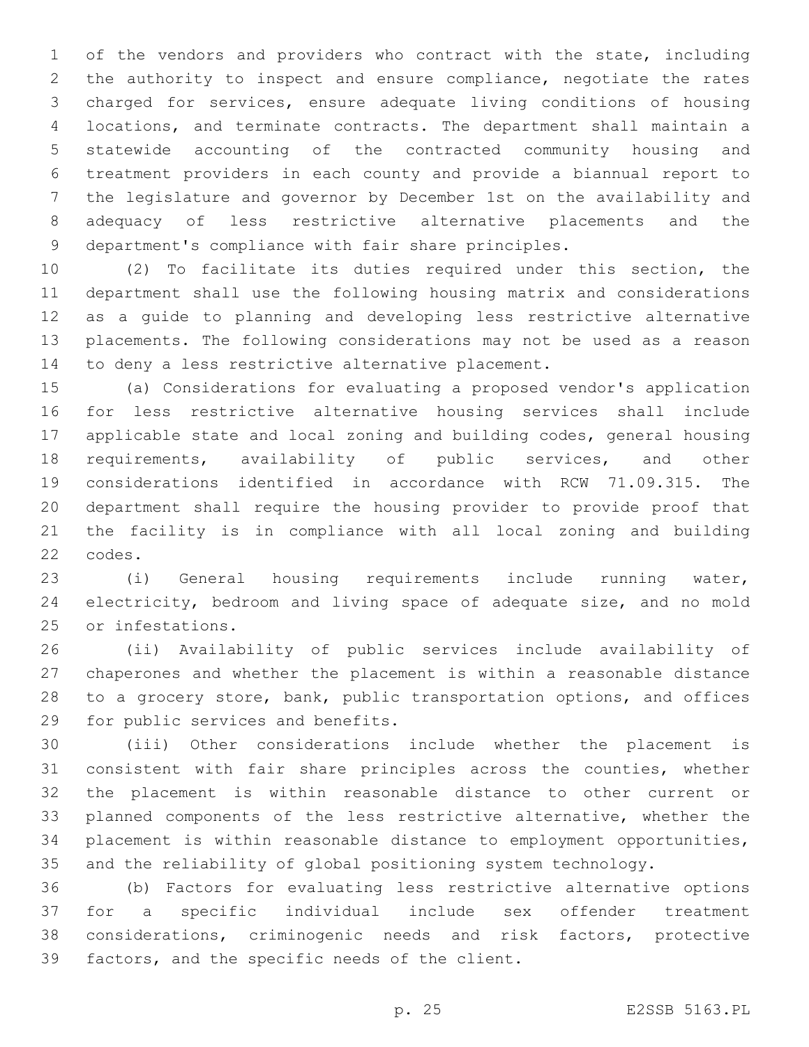of the vendors and providers who contract with the state, including the authority to inspect and ensure compliance, negotiate the rates charged for services, ensure adequate living conditions of housing locations, and terminate contracts. The department shall maintain a statewide accounting of the contracted community housing and treatment providers in each county and provide a biannual report to the legislature and governor by December 1st on the availability and adequacy of less restrictive alternative placements and the department's compliance with fair share principles.

(2) To facilitate its duties required under this section, the department shall use the following housing matrix and considerations as a guide to planning and developing less restrictive alternative placements. The following considerations may not be used as a reason to deny a less restrictive alternative placement.

(a) Considerations for evaluating a proposed vendor's application for less restrictive alternative housing services shall include applicable state and local zoning and building codes, general housing requirements, availability of public services, and other considerations identified in accordance with RCW 71.09.315. The department shall require the housing provider to provide proof that the facility is in compliance with all local zoning and building codes.

(i) General housing requirements include running water, electricity, bedroom and living space of adequate size, and no mold or infestations.

(ii) Availability of public services include availability of chaperones and whether the placement is within a reasonable distance to a grocery store, bank, public transportation options, and offices for public services and benefits.

(iii) Other considerations include whether the placement is consistent with fair share principles across the counties, whether the placement is within reasonable distance to other current or planned components of the less restrictive alternative, whether the placement is within reasonable distance to employment opportunities, and the reliability of global positioning system technology.

(b) Factors for evaluating less restrictive alternative options for a specific individual include sex offender treatment considerations, criminogenic needs and risk factors, protective factors, and the specific needs of the client.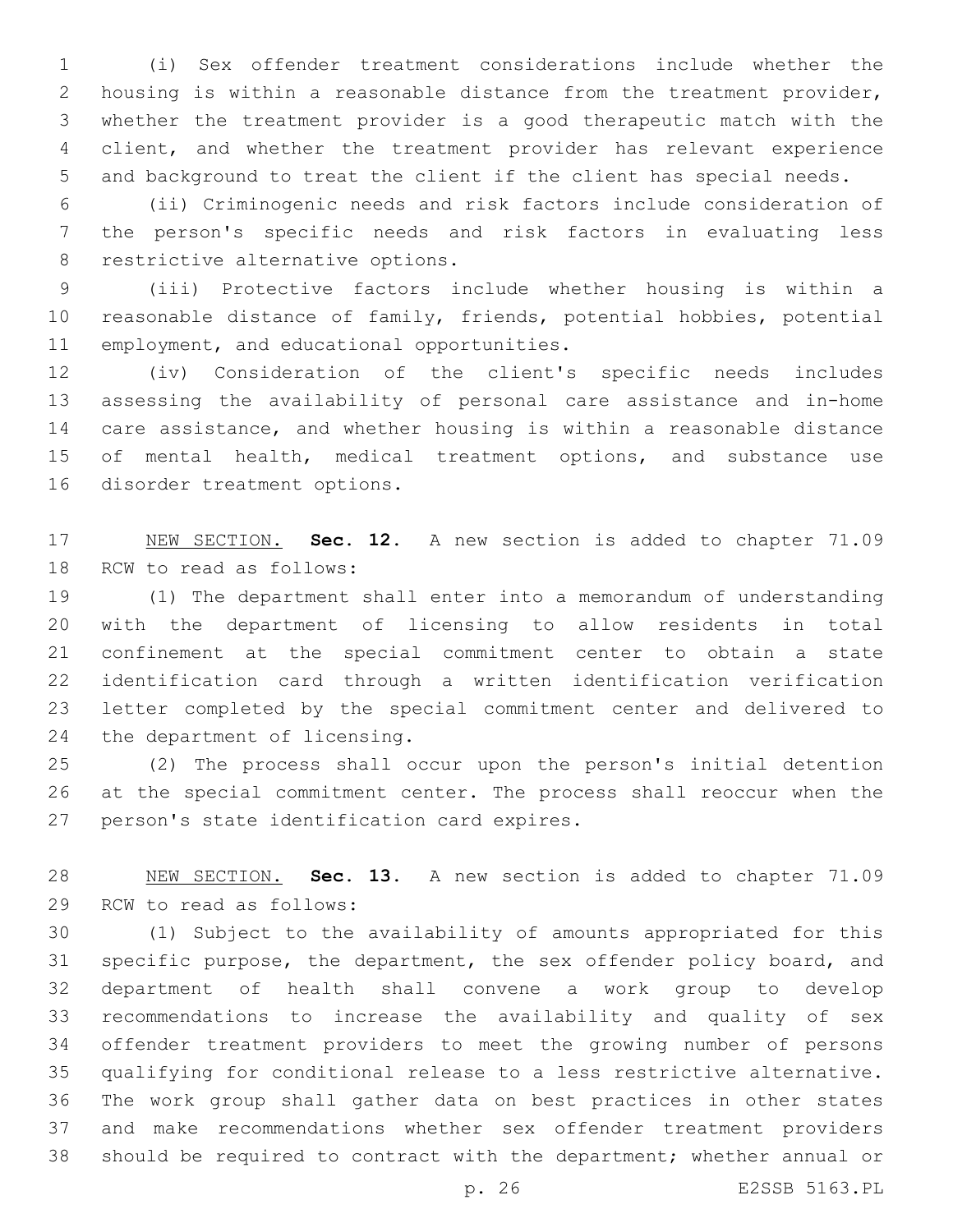(i) Sex offender treatment considerations include whether the housing is within a reasonable distance from the treatment provider, whether the treatment provider is a good therapeutic match with the client, and whether the treatment provider has relevant experience and background to treat the client if the client has special needs.

(ii) Criminogenic needs and risk factors include consideration of the person's specific needs and risk factors in evaluating less restrictive alternative options.

(iii) Protective factors include whether housing is within a reasonable distance of family, friends, potential hobbies, potential employment, and educational opportunities.

(iv) Consideration of the client's specific needs includes assessing the availability of personal care assistance and in-home care assistance, and whether housing is within a reasonable distance of mental health, medical treatment options, and substance use disorder treatment options.

NEW SECTION. **Sec. 12.** A new section is added to chapter 71.09 RCW to read as follows:

(1) The department shall enter into a memorandum of understanding with the department of licensing to allow residents in total confinement at the special commitment center to obtain a state identification card through a written identification verification letter completed by the special commitment center and delivered to the department of licensing.

(2) The process shall occur upon the person's initial detention at the special commitment center. The process shall reoccur when the person's state identification card expires.

NEW SECTION. **Sec. 13.** A new section is added to chapter 71.09 RCW to read as follows:

(1) Subject to the availability of amounts appropriated for this specific purpose, the department, the sex offender policy board, and department of health shall convene a work group to develop recommendations to increase the availability and quality of sex offender treatment providers to meet the growing number of persons qualifying for conditional release to a less restrictive alternative. The work group shall gather data on best practices in other states and make recommendations whether sex offender treatment providers should be required to contract with the department; whether annual or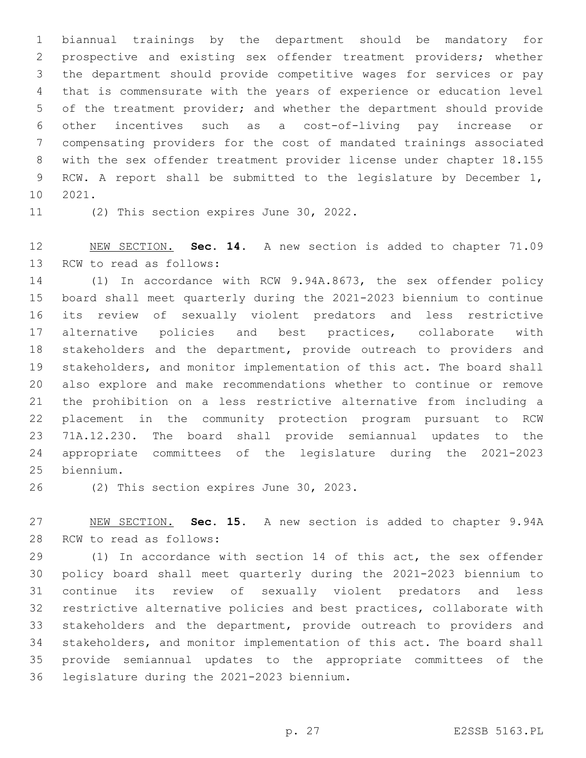biannual trainings by the department should be mandatory for prospective and existing sex offender treatment providers; whether the department should provide competitive wages for services or pay that is commensurate with the years of experience or education level of the treatment provider; and whether the department should provide other incentives such as a cost-of-living pay increase or compensating providers for the cost of mandated trainings associated with the sex offender treatment provider license under chapter 18.155 RCW. A report shall be submitted to the legislature by December 1, 2021.

(2) This section expires June 30, 2022.

NEW SECTION. **Sec. 14.** A new section is added to chapter 71.09 RCW to read as follows:

(1) In accordance with RCW 9.94A.8673, the sex offender policy board shall meet quarterly during the 2021-2023 biennium to continue its review of sexually violent predators and less restrictive alternative policies and best practices, collaborate with stakeholders and the department, provide outreach to providers and stakeholders, and monitor implementation of this act. The board shall also explore and make recommendations whether to continue or remove the prohibition on a less restrictive alternative from including a placement in the community protection program pursuant to RCW 71A.12.230. The board shall provide semiannual updates to the appropriate committees of the legislature during the 2021-2023 biennium.

(2) This section expires June 30, 2023.

NEW SECTION. **Sec. 15.** A new section is added to chapter 9.94A RCW to read as follows:

(1) In accordance with section 14 of this act, the sex offender policy board shall meet quarterly during the 2021-2023 biennium to continue its review of sexually violent predators and less restrictive alternative policies and best practices, collaborate with stakeholders and the department, provide outreach to providers and stakeholders, and monitor implementation of this act. The board shall provide semiannual updates to the appropriate committees of the legislature during the 2021-2023 biennium.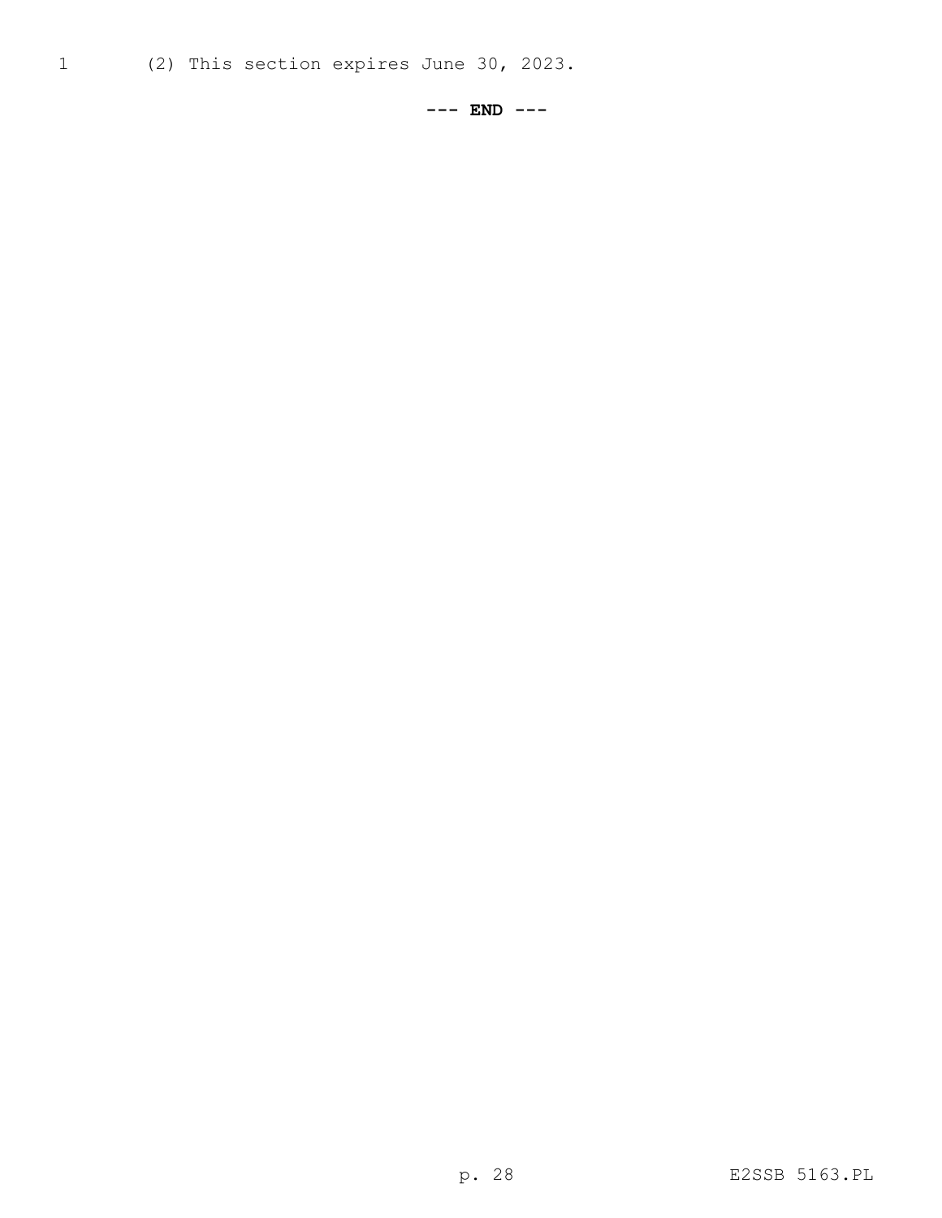(2) This section expires June 30, 2023.

**--- END ---**